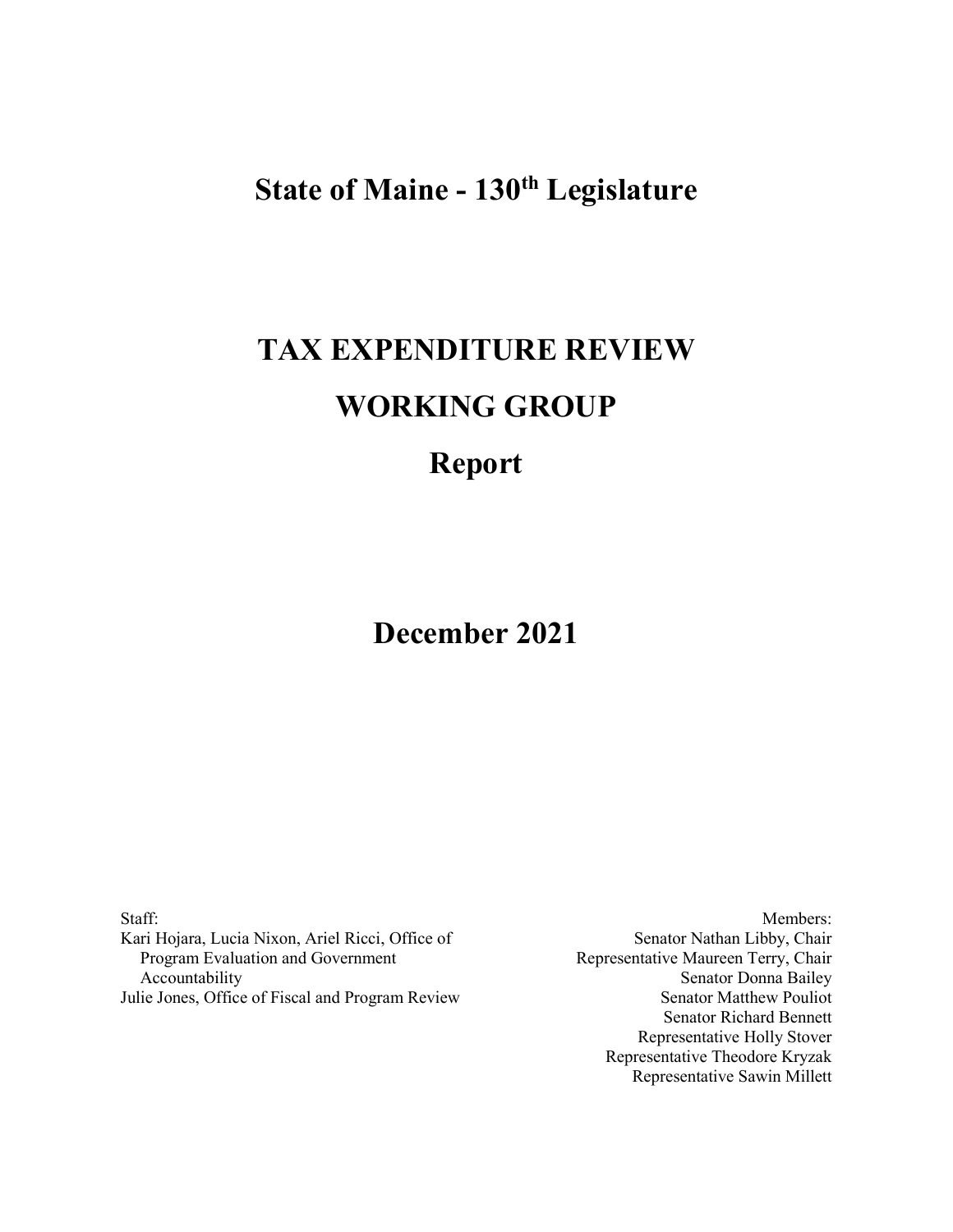# State of Maine - 130th Legislature

# TAX EXPENDITURE REVIEW WORKING GROUP

# Report

## December 2021

Staff:
Kari Hojara, Lucia Nixon, Ariel Ricci, Office of Program Evaluation and Government Accountability
Julie Jones, Office of Fiscal and Program Review

Members:
Senator Nathan Libby, Chair
Representative Maureen Terry, Chair
Senator Donna Bailey
Senator Matthew Pouliot
Senator Richard Bennett
Representative Holly Stover
Representative Theodore Kryzak
Representative Sawin Millett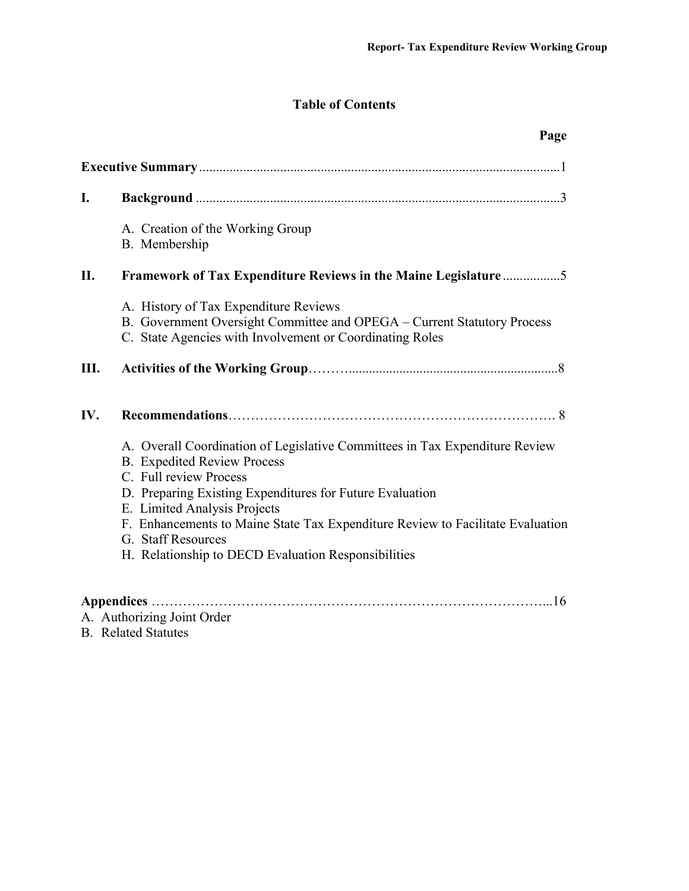# Table of Contents

| | | Page |
|---|---|---|
| **Executive Summary** | | 1 |
| **I.** | **Background** | 3 |
| | A. Creation of the Working Group<br>B. Membership | |
| **II.** | **Framework of Tax Expenditure Reviews in the Maine Legislature** | 5 |
| | A. History of Tax Expenditure Reviews<br>B. Government Oversight Committee and OPEGA – Current Statutory Process<br>C. State Agencies with Involvement or Coordinating Roles | |
| **III.** | **Activities of the Working Group** | 8 |
| **IV.** | **Recommendations** | 8 |
| | A. Overall Coordination of Legislative Committees in Tax Expenditure Review<br>B. Expedited Review Process<br>C. Full review Process<br>D. Preparing Existing Expenditures for Future Evaluation<br>E. Limited Analysis Projects<br>F. Enhancements to Maine State Tax Expenditure Review to Facilitate Evaluation<br>G. Staff Resources<br>H. Relationship to DECD Evaluation Responsibilities | |
| **Appendices** | | 16 |
| A. Authorizing Joint Order<br>B. Related Statutes | | |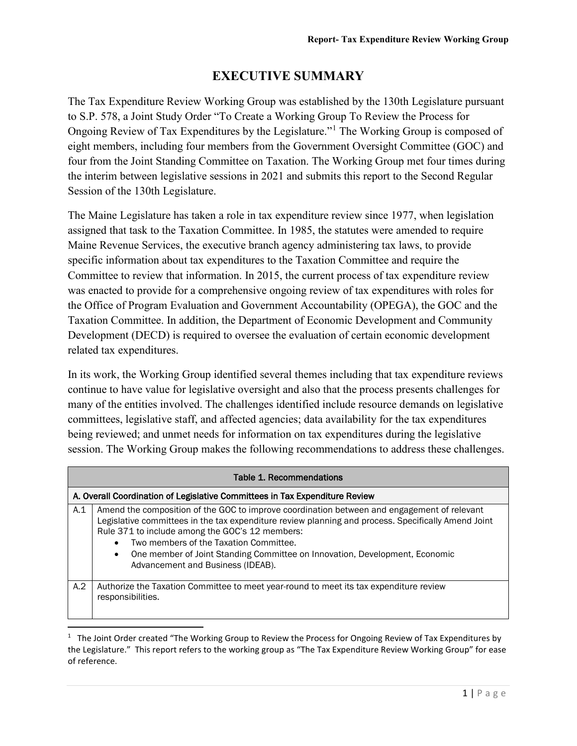# EXECUTIVE SUMMARY

The Tax Expenditure Review Working Group was established by the 130th Legislature pursuant to S.P. 578, a Joint Study Order "To Create a Working Group To Review the Process for Ongoing Review of Tax Expenditures by the Legislature."[1] The Working Group is composed of eight members, including four members from the Government Oversight Committee (GOC) and four from the Joint Standing Committee on Taxation. The Working Group met four times during the interim between legislative sessions in 2021 and submits this report to the Second Regular Session of the 130th Legislature.

The Maine Legislature has taken a role in tax expenditure review since 1977, when legislation assigned that task to the Taxation Committee. In 1985, the statutes were amended to require Maine Revenue Services, the executive branch agency administering tax laws, to provide specific information about tax expenditures to the Taxation Committee and require the Committee to review that information. In 2015, the current process of tax expenditure review was enacted to provide for a comprehensive ongoing review of tax expenditures with roles for the Office of Program Evaluation and Government Accountability (OPEGA), the GOC and the Taxation Committee. In addition, the Department of Economic Development and Community Development (DECD) is required to oversee the evaluation of certain economic development related tax expenditures.

In its work, the Working Group identified several themes including that tax expenditure reviews continue to have value for legislative oversight and also that the process presents challenges for many of the entities involved. The challenges identified include resource demands on legislative committees, legislative staff, and affected agencies; data availability for the tax expenditures being reviewed; and unmet needs for information on tax expenditures during the legislative session. The Working Group makes the following recommendations to address these challenges.

| Table 1. Recommendations | |
|---|---|
| **A. Overall Coordination of Legislative Committees in Tax Expenditure Review** | |
| A.1 | Amend the composition of the GOC to improve coordination between and engagement of relevant Legislative committees in the tax expenditure review planning and process. Specifically Amend Joint Rule 371 to include among the GOC's 12 members:<br>• Two members of the Taxation Committee.<br>• One member of Joint Standing Committee on Innovation, Development, Economic Advancement and Business (IDEAB). |
| A.2 | Authorize the Taxation Committee to meet year-round to meet its tax expenditure review responsibilities. |

[1] The Joint Order created "The Working Group to Review the Process for Ongoing Review of Tax Expenditures by the Legislature." This report refers to the working group as "The Tax Expenditure Review Working Group" for ease of reference.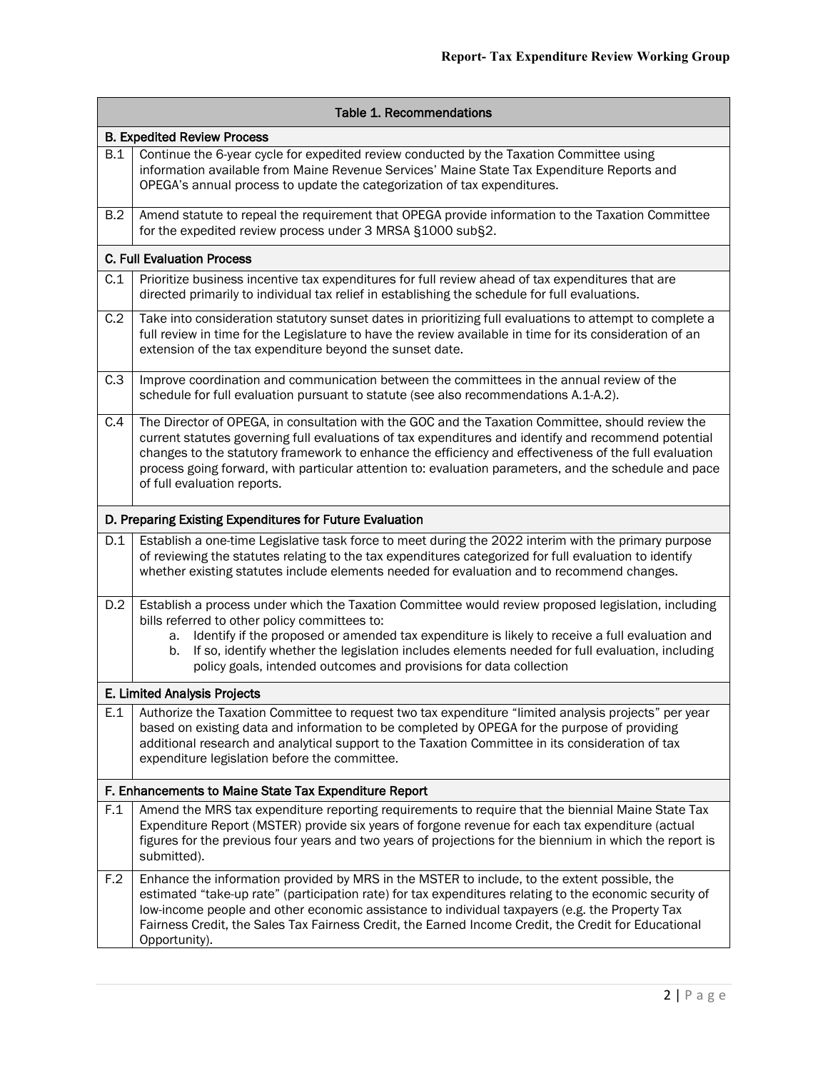| Table 1. Recommendations | |
|---|---|
| **B. Expedited Review Process** | |
| B.1 | Continue the 6-year cycle for expedited review conducted by the Taxation Committee using information available from Maine Revenue Services' Maine State Tax Expenditure Reports and OPEGA's annual process to update the categorization of tax expenditures. |
| B.2 | Amend statute to repeal the requirement that OPEGA provide information to the Taxation Committee for the expedited review process under 3 MRSA §1000 sub§2. |
| **C. Full Evaluation Process** | |
| C.1 | Prioritize business incentive tax expenditures for full review ahead of tax expenditures that are directed primarily to individual tax relief in establishing the schedule for full evaluations. |
| C.2 | Take into consideration statutory sunset dates in prioritizing full evaluations to attempt to complete a full review in time for the Legislature to have the review available in time for its consideration of an extension of the tax expenditure beyond the sunset date. |
| C.3 | Improve coordination and communication between the committees in the annual review of the schedule for full evaluation pursuant to statute (see also recommendations A.1-A.2). |
| C.4 | The Director of OPEGA, in consultation with the GOC and the Taxation Committee, should review the current statutes governing full evaluations of tax expenditures and identify and recommend potential changes to the statutory framework to enhance the efficiency and effectiveness of the full evaluation process going forward, with particular attention to: evaluation parameters, and the schedule and pace of full evaluation reports. |
| **D. Preparing Existing Expenditures for Future Evaluation** | |
| D.1 | Establish a one-time Legislative task force to meet during the 2022 interim with the primary purpose of reviewing the statutes relating to the tax expenditures categorized for full evaluation to identify whether existing statutes include elements needed for evaluation and to recommend changes. |
| D.2 | Establish a process under which the Taxation Committee would review proposed legislation, including bills referred to other policy committees to: a. Identify if the proposed or amended tax expenditure is likely to receive a full evaluation and b. If so, identify whether the legislation includes elements needed for full evaluation, including policy goals, intended outcomes and provisions for data collection |
| **E. Limited Analysis Projects** | |
| E.1 | Authorize the Taxation Committee to request two tax expenditure "limited analysis projects" per year based on existing data and information to be completed by OPEGA for the purpose of providing additional research and analytical support to the Taxation Committee in its consideration of tax expenditure legislation before the committee. |
| **F. Enhancements to Maine State Tax Expenditure Report** | |
| F.1 | Amend the MRS tax expenditure reporting requirements to require that the biennial Maine State Tax Expenditure Report (MSTER) provide six years of forgone revenue for each tax expenditure (actual figures for the previous four years and two years of projections for the biennium in which the report is submitted). |
| F.2 | Enhance the information provided by MRS in the MSTER to include, to the extent possible, the estimated "take-up rate" (participation rate) for tax expenditures relating to the economic security of low-income people and other economic assistance to individual taxpayers (e.g. the Property Tax Fairness Credit, the Sales Tax Fairness Credit, the Earned Income Credit, the Credit for Educational Opportunity). |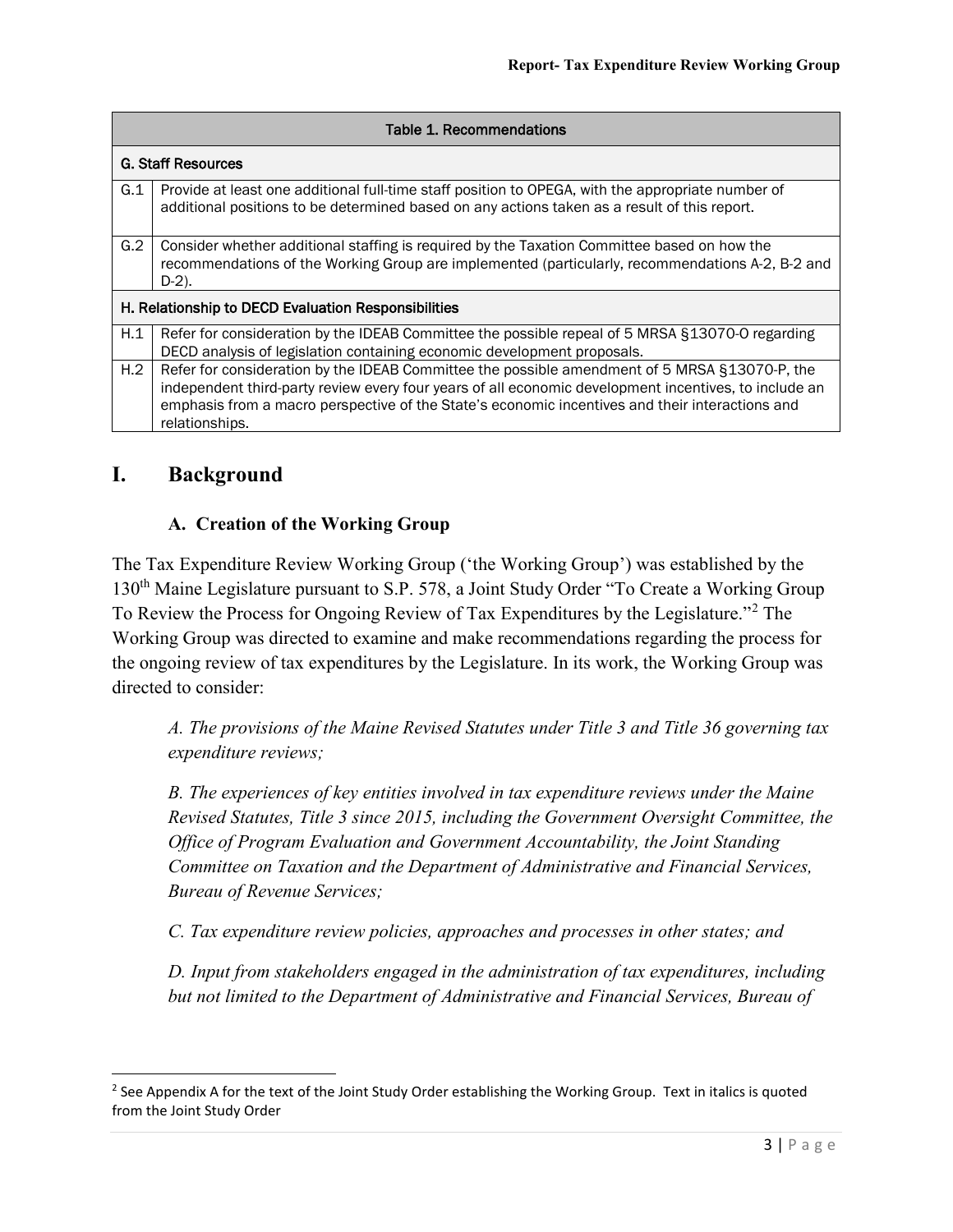| Table 1. Recommendations | |
|---|---|
| **G. Staff Resources** | |
| G.1 | Provide at least one additional full-time staff position to OPEGA, with the appropriate number of additional positions to be determined based on any actions taken as a result of this report. |
| G.2 | Consider whether additional staffing is required by the Taxation Committee based on how the recommendations of the Working Group are implemented (particularly, recommendations A-2, B-2 and D-2). |
| **H. Relationship to DECD Evaluation Responsibilities** | |
| H.1 | Refer for consideration by the IDEAB Committee the possible repeal of 5 MRSA §13070-O regarding DECD analysis of legislation containing economic development proposals. |
| H.2 | Refer for consideration by the IDEAB Committee the possible amendment of 5 MRSA §13070-P, the independent third-party review every four years of all economic development incentives, to include an emphasis from a macro perspective of the State's economic incentives and their interactions and relationships. |

# I. Background

## A. Creation of the Working Group

The Tax Expenditure Review Working Group ('the Working Group') was established by the 130th Maine Legislature pursuant to S.P. 578, a Joint Study Order "To Create a Working Group To Review the Process for Ongoing Review of Tax Expenditures by the Legislature."[2] The Working Group was directed to examine and make recommendations regarding the process for the ongoing review of tax expenditures by the Legislature. In its work, the Working Group was directed to consider:

*A. The provisions of the Maine Revised Statutes under Title 3 and Title 36 governing tax expenditure reviews;*

*B. The experiences of key entities involved in tax expenditure reviews under the Maine Revised Statutes, Title 3 since 2015, including the Government Oversight Committee, the Office of Program Evaluation and Government Accountability, the Joint Standing Committee on Taxation and the Department of Administrative and Financial Services, Bureau of Revenue Services;*

*C. Tax expenditure review policies, approaches and processes in other states; and*

*D. Input from stakeholders engaged in the administration of tax expenditures, including but not limited to the Department of Administrative and Financial Services, Bureau of*

[2] See Appendix A for the text of the Joint Study Order establishing the Working Group. Text in italics is quoted from the Joint Study Order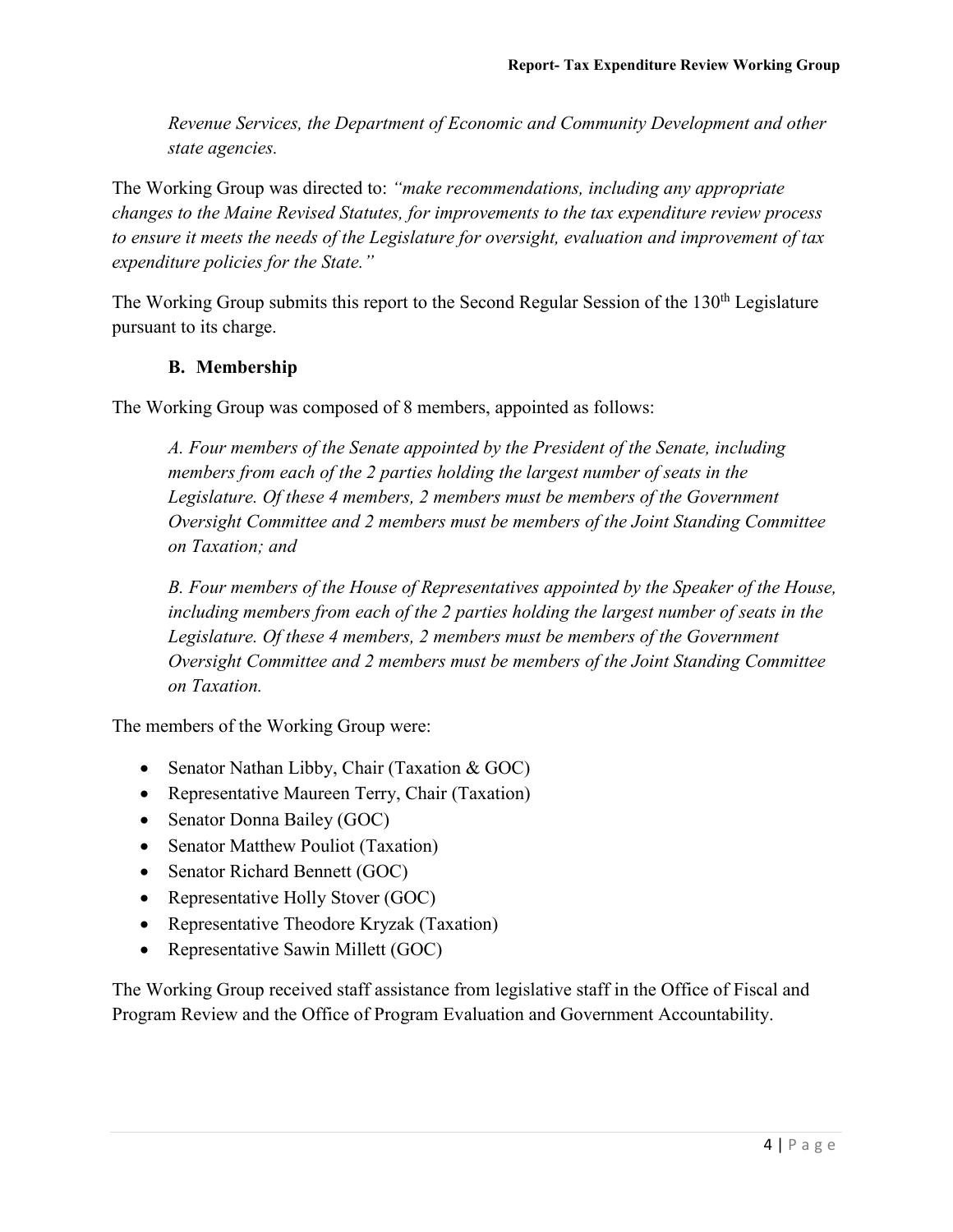*Revenue Services, the Department of Economic and Community Development and other state agencies.*

The Working Group was directed to: *"make recommendations, including any appropriate changes to the Maine Revised Statutes, for improvements to the tax expenditure review process to ensure it meets the needs of the Legislature for oversight, evaluation and improvement of tax expenditure policies for the State."*

The Working Group submits this report to the Second Regular Session of the 130th Legislature pursuant to its charge.

### B. Membership

The Working Group was composed of 8 members, appointed as follows:

*A. Four members of the Senate appointed by the President of the Senate, including members from each of the 2 parties holding the largest number of seats in the Legislature. Of these 4 members, 2 members must be members of the Government Oversight Committee and 2 members must be members of the Joint Standing Committee on Taxation; and*

*B. Four members of the House of Representatives appointed by the Speaker of the House, including members from each of the 2 parties holding the largest number of seats in the Legislature. Of these 4 members, 2 members must be members of the Government Oversight Committee and 2 members must be members of the Joint Standing Committee on Taxation.*

The members of the Working Group were:

- Senator Nathan Libby, Chair (Taxation & GOC)
- Representative Maureen Terry, Chair (Taxation)
- Senator Donna Bailey (GOC)
- Senator Matthew Pouliot (Taxation)
- Senator Richard Bennett (GOC)
- Representative Holly Stover (GOC)
- Representative Theodore Kryzak (Taxation)
- Representative Sawin Millett (GOC)

The Working Group received staff assistance from legislative staff in the Office of Fiscal and Program Review and the Office of Program Evaluation and Government Accountability.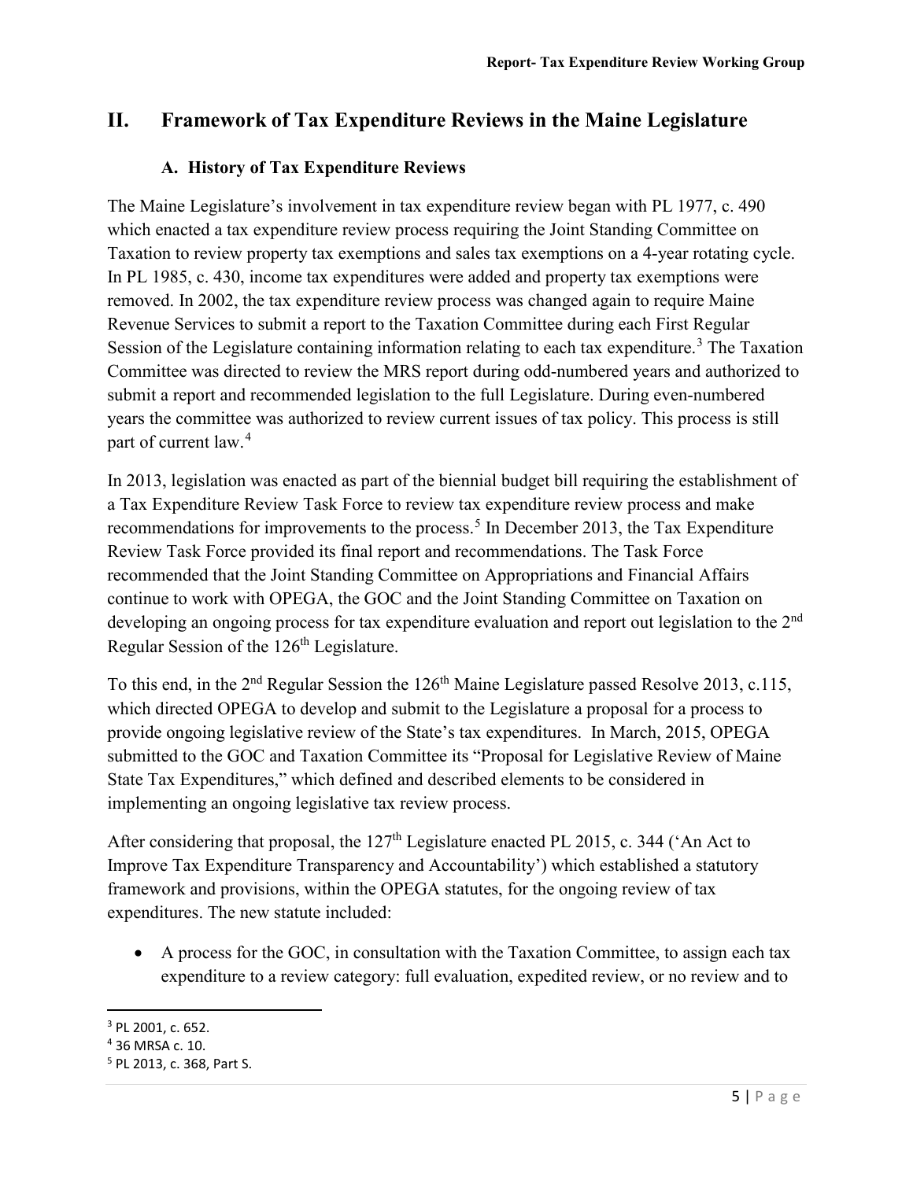## II. Framework of Tax Expenditure Reviews in the Maine Legislature

### A. History of Tax Expenditure Reviews

The Maine Legislature's involvement in tax expenditure review began with PL 1977, c. 490 which enacted a tax expenditure review process requiring the Joint Standing Committee on Taxation to review property tax exemptions and sales tax exemptions on a 4-year rotating cycle. In PL 1985, c. 430, income tax expenditures were added and property tax exemptions were removed. In 2002, the tax expenditure review process was changed again to require Maine Revenue Services to submit a report to the Taxation Committee during each First Regular Session of the Legislature containing information relating to each tax expenditure.[3] The Taxation Committee was directed to review the MRS report during odd-numbered years and authorized to submit a report and recommended legislation to the full Legislature. During even-numbered years the committee was authorized to review current issues of tax policy. This process is still part of current law.[4]

In 2013, legislation was enacted as part of the biennial budget bill requiring the establishment of a Tax Expenditure Review Task Force to review tax expenditure review process and make recommendations for improvements to the process.[5] In December 2013, the Tax Expenditure Review Task Force provided its final report and recommendations. The Task Force recommended that the Joint Standing Committee on Appropriations and Financial Affairs continue to work with OPEGA, the GOC and the Joint Standing Committee on Taxation on developing an ongoing process for tax expenditure evaluation and report out legislation to the 2nd Regular Session of the 126th Legislature.

To this end, in the 2nd Regular Session the 126th Maine Legislature passed Resolve 2013, c.115, which directed OPEGA to develop and submit to the Legislature a proposal for a process to provide ongoing legislative review of the State's tax expenditures. In March, 2015, OPEGA submitted to the GOC and Taxation Committee its "Proposal for Legislative Review of Maine State Tax Expenditures," which defined and described elements to be considered in implementing an ongoing legislative tax review process.

After considering that proposal, the 127th Legislature enacted PL 2015, c. 344 ('An Act to Improve Tax Expenditure Transparency and Accountability') which established a statutory framework and provisions, within the OPEGA statutes, for the ongoing review of tax expenditures. The new statute included:

- A process for the GOC, in consultation with the Taxation Committee, to assign each tax expenditure to a review category: full evaluation, expedited review, or no review and to

---

[3] PL 2001, c. 652.

[4] 36 MRSA c. 10.

[5] PL 2013, c. 368, Part S.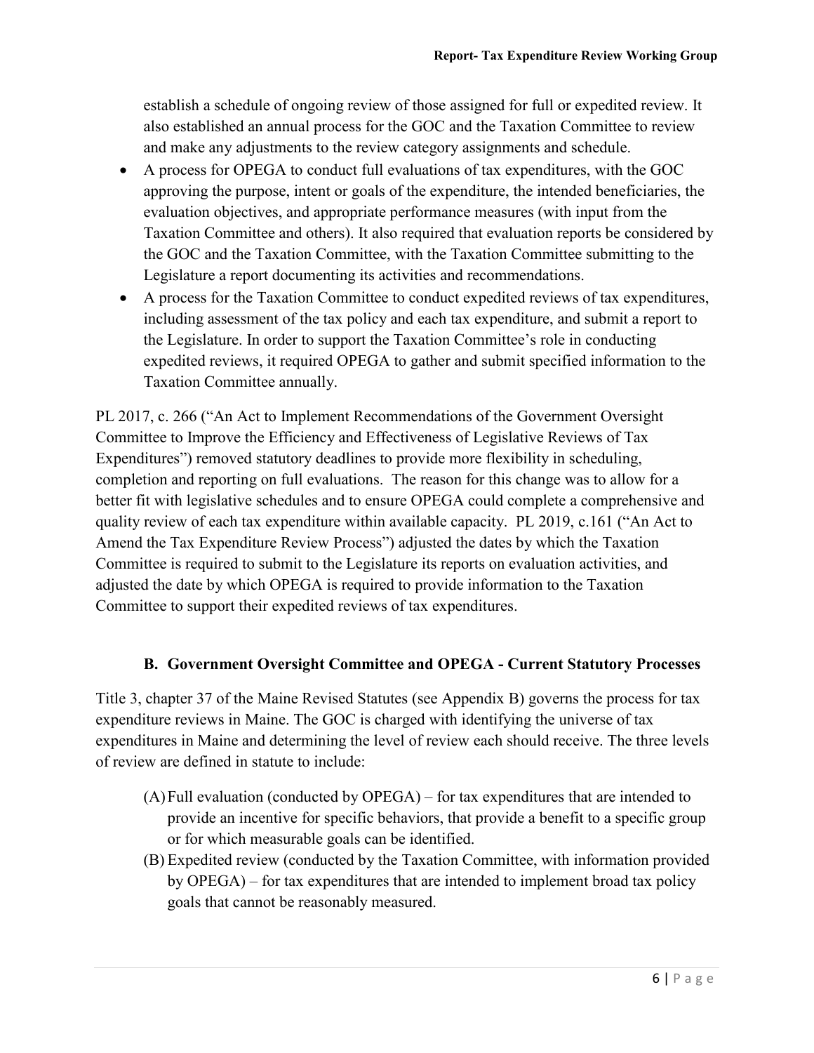establish a schedule of ongoing review of those assigned for full or expedited review. It also established an annual process for the GOC and the Taxation Committee to review and make any adjustments to the review category assignments and schedule.

- A process for OPEGA to conduct full evaluations of tax expenditures, with the GOC approving the purpose, intent or goals of the expenditure, the intended beneficiaries, the evaluation objectives, and appropriate performance measures (with input from the Taxation Committee and others). It also required that evaluation reports be considered by the GOC and the Taxation Committee, with the Taxation Committee submitting to the Legislature a report documenting its activities and recommendations.
- A process for the Taxation Committee to conduct expedited reviews of tax expenditures, including assessment of the tax policy and each tax expenditure, and submit a report to the Legislature. In order to support the Taxation Committee's role in conducting expedited reviews, it required OPEGA to gather and submit specified information to the Taxation Committee annually.

PL 2017, c. 266 ("An Act to Implement Recommendations of the Government Oversight Committee to Improve the Efficiency and Effectiveness of Legislative Reviews of Tax Expenditures") removed statutory deadlines to provide more flexibility in scheduling, completion and reporting on full evaluations. The reason for this change was to allow for a better fit with legislative schedules and to ensure OPEGA could complete a comprehensive and quality review of each tax expenditure within available capacity. PL 2019, c.161 ("An Act to Amend the Tax Expenditure Review Process") adjusted the dates by which the Taxation Committee is required to submit to the Legislature its reports on evaluation activities, and adjusted the date by which OPEGA is required to provide information to the Taxation Committee to support their expedited reviews of tax expenditures.

### B. Government Oversight Committee and OPEGA - Current Statutory Processes

Title 3, chapter 37 of the Maine Revised Statutes (see Appendix B) governs the process for tax expenditure reviews in Maine. The GOC is charged with identifying the universe of tax expenditures in Maine and determining the level of review each should receive. The three levels of review are defined in statute to include:

(A) Full evaluation (conducted by OPEGA) – for tax expenditures that are intended to provide an incentive for specific behaviors, that provide a benefit to a specific group or for which measurable goals can be identified.

(B) Expedited review (conducted by the Taxation Committee, with information provided by OPEGA) – for tax expenditures that are intended to implement broad tax policy goals that cannot be reasonably measured.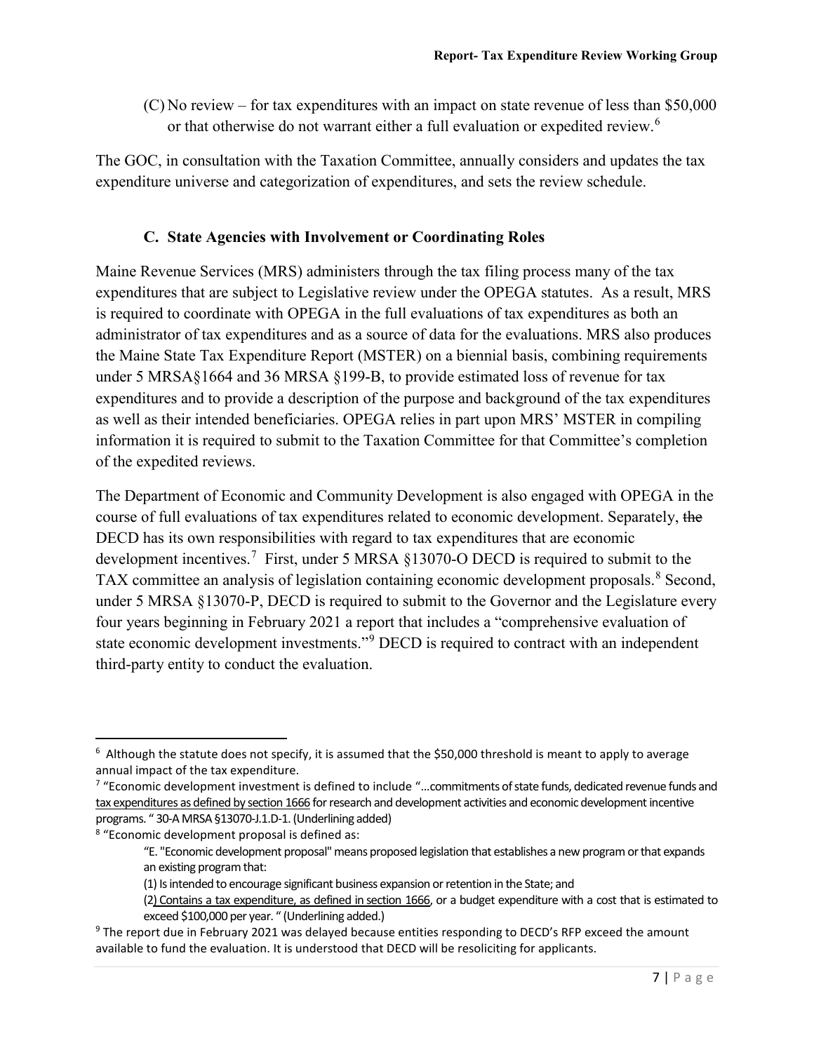(C) No review – for tax expenditures with an impact on state revenue of less than $50,000 or that otherwise do not warrant either a full evaluation or expedited review.[6]

The GOC, in consultation with the Taxation Committee, annually considers and updates the tax expenditure universe and categorization of expenditures, and sets the review schedule.

### C. State Agencies with Involvement or Coordinating Roles

Maine Revenue Services (MRS) administers through the tax filing process many of the tax expenditures that are subject to Legislative review under the OPEGA statutes. As a result, MRS is required to coordinate with OPEGA in the full evaluations of tax expenditures as both an administrator of tax expenditures and as a source of data for the evaluations. MRS also produces the Maine State Tax Expenditure Report (MSTER) on a biennial basis, combining requirements under 5 MRSA§1664 and 36 MRSA §199-B, to provide estimated loss of revenue for tax expenditures and to provide a description of the purpose and background of the tax expenditures as well as their intended beneficiaries. OPEGA relies in part upon MRS' MSTER in compiling information it is required to submit to the Taxation Committee for that Committee's completion of the expedited reviews.

The Department of Economic and Community Development is also engaged with OPEGA in the course of full evaluations of tax expenditures related to economic development. Separately, ~~the~~ DECD has its own responsibilities with regard to tax expenditures that are economic development incentives.[7] First, under 5 MRSA §13070-O DECD is required to submit to the TAX committee an analysis of legislation containing economic development proposals.[8] Second, under 5 MRSA §13070-P, DECD is required to submit to the Governor and the Legislature every four years beginning in February 2021 a report that includes a "comprehensive evaluation of state economic development investments."[9] DECD is required to contract with an independent third-party entity to conduct the evaluation.

---

[6] Although the statute does not specify, it is assumed that the $50,000 threshold is meant to apply to average annual impact of the tax expenditure.

[7] "Economic development investment is defined to include "…commitments of state funds, dedicated revenue funds and <u>tax expenditures as defined by section 1666</u> for research and development activities and economic development incentive programs. " 30-A MRSA §13070-J.1.D-1. (Underlining added)

[8] "Economic development proposal is defined as:

> "E. "Economic development proposal" means proposed legislation that establishes a new program or that expands an existing program that:
>
> (1) Is intended to encourage significant business expansion or retention in the State; and
>
> (2<u>) Contains a tax expenditure, as defined in section 1666</u>, or a budget expenditure with a cost that is estimated to exceed $100,000 per year. " (Underlining added.)

[9] The report due in February 2021 was delayed because entities responding to DECD's RFP exceed the amount available to fund the evaluation. It is understood that DECD will be resoliciting for applicants.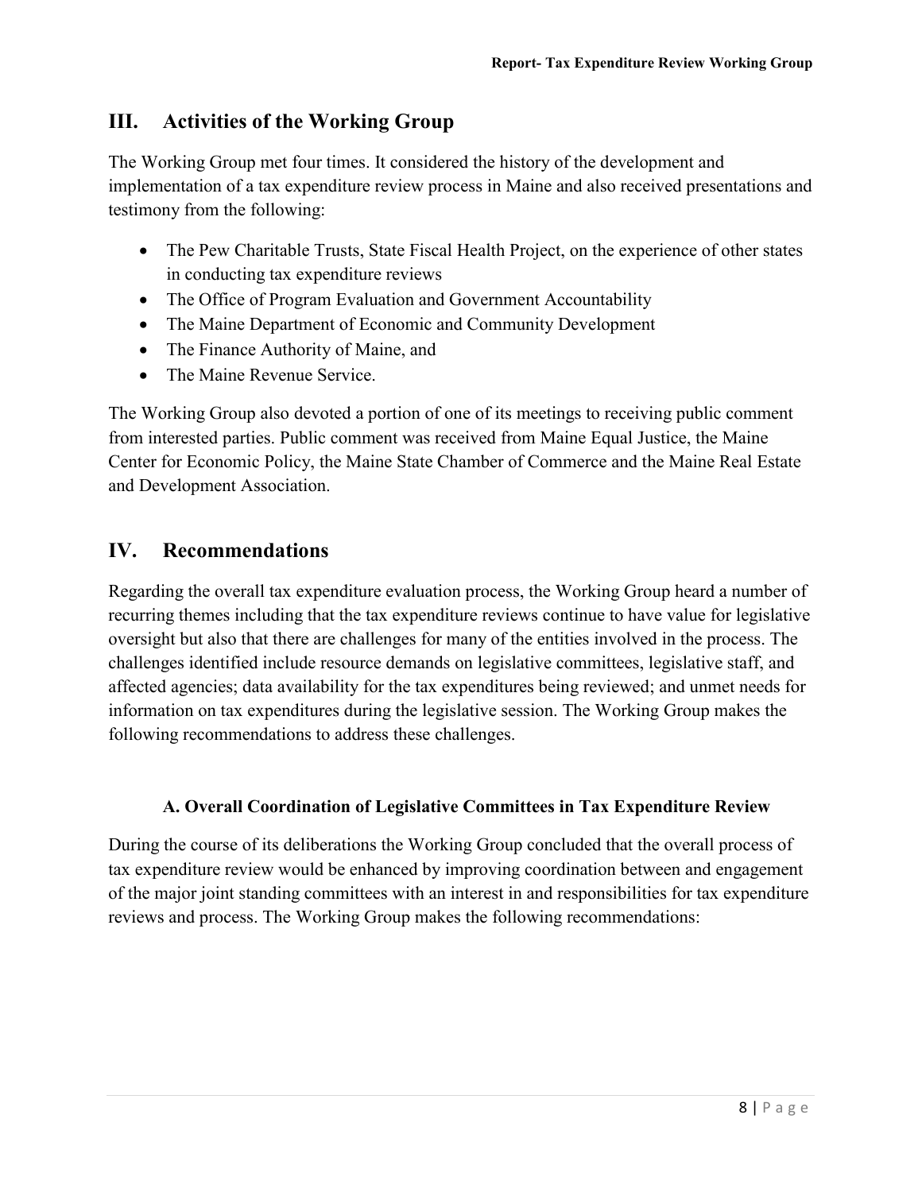## III. Activities of the Working Group

The Working Group met four times. It considered the history of the development and implementation of a tax expenditure review process in Maine and also received presentations and testimony from the following:

- The Pew Charitable Trusts, State Fiscal Health Project, on the experience of other states in conducting tax expenditure reviews
- The Office of Program Evaluation and Government Accountability
- The Maine Department of Economic and Community Development
- The Finance Authority of Maine, and
- The Maine Revenue Service.

The Working Group also devoted a portion of one of its meetings to receiving public comment from interested parties. Public comment was received from Maine Equal Justice, the Maine Center for Economic Policy, the Maine State Chamber of Commerce and the Maine Real Estate and Development Association.

## IV. Recommendations

Regarding the overall tax expenditure evaluation process, the Working Group heard a number of recurring themes including that the tax expenditure reviews continue to have value for legislative oversight but also that there are challenges for many of the entities involved in the process. The challenges identified include resource demands on legislative committees, legislative staff, and affected agencies; data availability for the tax expenditures being reviewed; and unmet needs for information on tax expenditures during the legislative session. The Working Group makes the following recommendations to address these challenges.

### A. Overall Coordination of Legislative Committees in Tax Expenditure Review

During the course of its deliberations the Working Group concluded that the overall process of tax expenditure review would be enhanced by improving coordination between and engagement of the major joint standing committees with an interest in and responsibilities for tax expenditure reviews and process. The Working Group makes the following recommendations: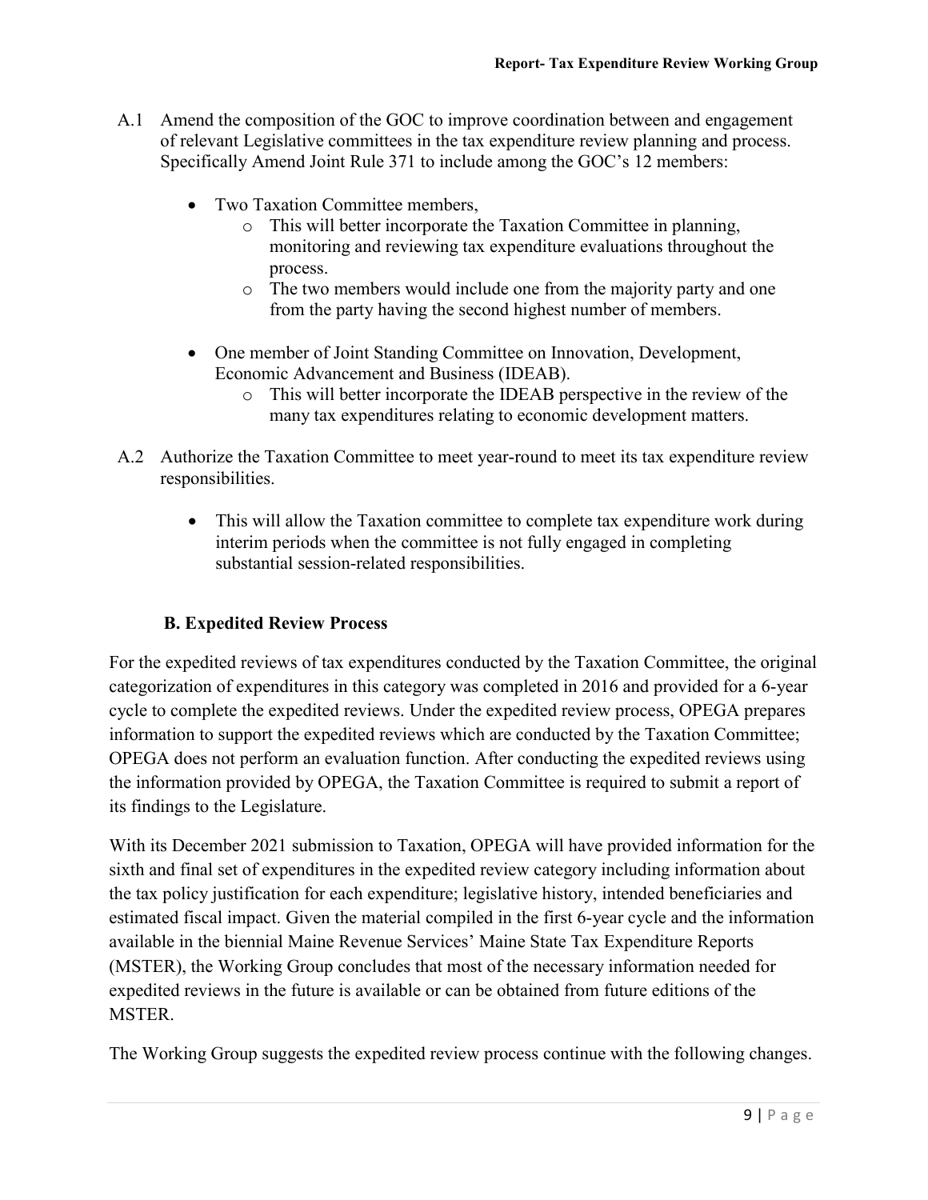A.1 Amend the composition of the GOC to improve coordination between and engagement of relevant Legislative committees in the tax expenditure review planning and process. Specifically Amend Joint Rule 371 to include among the GOC's 12 members:

- Two Taxation Committee members,
  - This will better incorporate the Taxation Committee in planning, monitoring and reviewing tax expenditure evaluations throughout the process.
  - The two members would include one from the majority party and one from the party having the second highest number of members.
- One member of Joint Standing Committee on Innovation, Development, Economic Advancement and Business (IDEAB).
  - This will better incorporate the IDEAB perspective in the review of the many tax expenditures relating to economic development matters.

A.2 Authorize the Taxation Committee to meet year-round to meet its tax expenditure review responsibilities.

- This will allow the Taxation committee to complete tax expenditure work during interim periods when the committee is not fully engaged in completing substantial session-related responsibilities.

### B. Expedited Review Process

For the expedited reviews of tax expenditures conducted by the Taxation Committee, the original categorization of expenditures in this category was completed in 2016 and provided for a 6-year cycle to complete the expedited reviews. Under the expedited review process, OPEGA prepares information to support the expedited reviews which are conducted by the Taxation Committee; OPEGA does not perform an evaluation function. After conducting the expedited reviews using the information provided by OPEGA, the Taxation Committee is required to submit a report of its findings to the Legislature.

With its December 2021 submission to Taxation, OPEGA will have provided information for the sixth and final set of expenditures in the expedited review category including information about the tax policy justification for each expenditure; legislative history, intended beneficiaries and estimated fiscal impact. Given the material compiled in the first 6-year cycle and the information available in the biennial Maine Revenue Services' Maine State Tax Expenditure Reports (MSTER), the Working Group concludes that most of the necessary information needed for expedited reviews in the future is available or can be obtained from future editions of the MSTER.

The Working Group suggests the expedited review process continue with the following changes.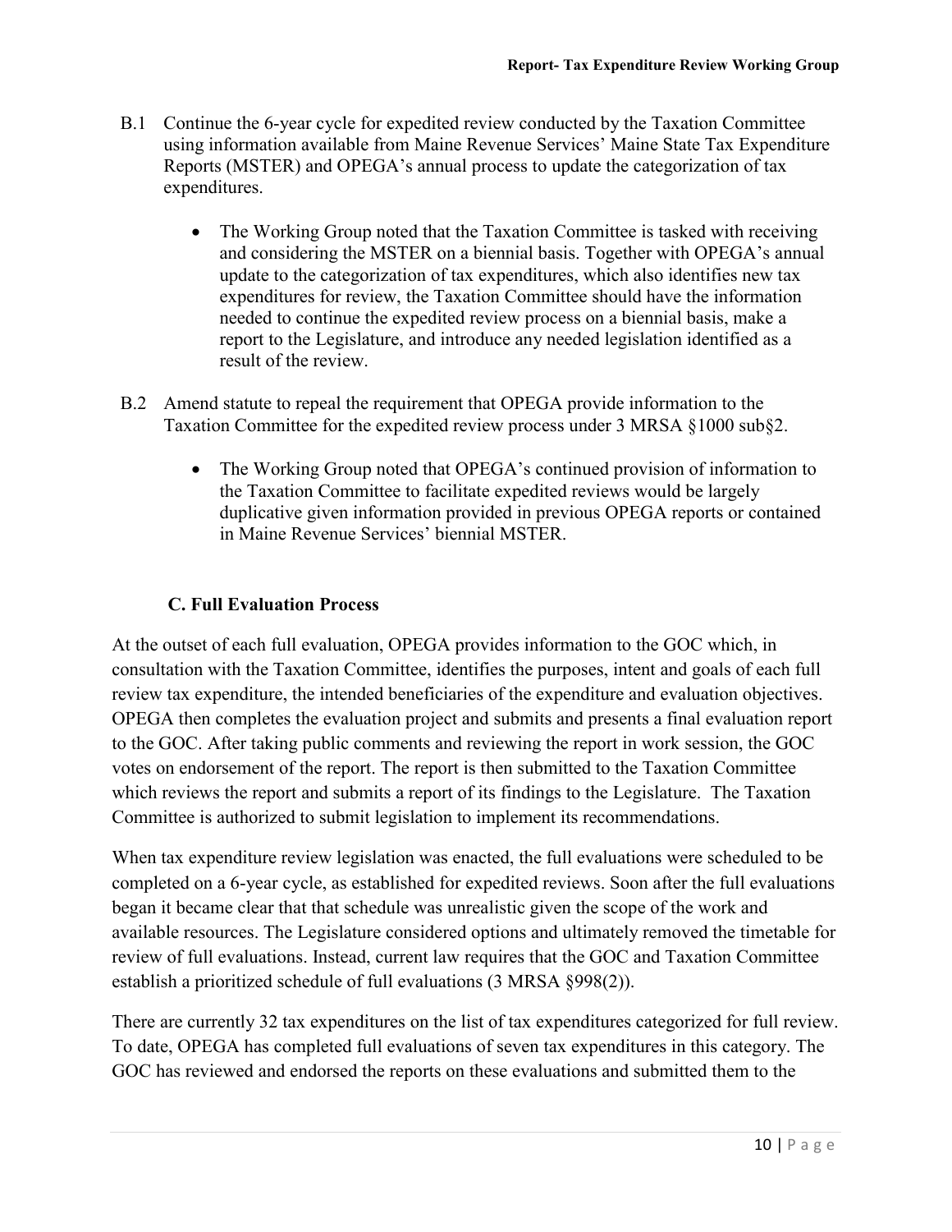B.1 Continue the 6-year cycle for expedited review conducted by the Taxation Committee using information available from Maine Revenue Services' Maine State Tax Expenditure Reports (MSTER) and OPEGA's annual process to update the categorization of tax expenditures.

- The Working Group noted that the Taxation Committee is tasked with receiving and considering the MSTER on a biennial basis. Together with OPEGA's annual update to the categorization of tax expenditures, which also identifies new tax expenditures for review, the Taxation Committee should have the information needed to continue the expedited review process on a biennial basis, make a report to the Legislature, and introduce any needed legislation identified as a result of the review.

B.2 Amend statute to repeal the requirement that OPEGA provide information to the Taxation Committee for the expedited review process under 3 MRSA §1000 sub§2.

- The Working Group noted that OPEGA's continued provision of information to the Taxation Committee to facilitate expedited reviews would be largely duplicative given information provided in previous OPEGA reports or contained in Maine Revenue Services' biennial MSTER.

### C. Full Evaluation Process

At the outset of each full evaluation, OPEGA provides information to the GOC which, in consultation with the Taxation Committee, identifies the purposes, intent and goals of each full review tax expenditure, the intended beneficiaries of the expenditure and evaluation objectives. OPEGA then completes the evaluation project and submits and presents a final evaluation report to the GOC. After taking public comments and reviewing the report in work session, the GOC votes on endorsement of the report. The report is then submitted to the Taxation Committee which reviews the report and submits a report of its findings to the Legislature. The Taxation Committee is authorized to submit legislation to implement its recommendations.

When tax expenditure review legislation was enacted, the full evaluations were scheduled to be completed on a 6-year cycle, as established for expedited reviews. Soon after the full evaluations began it became clear that that schedule was unrealistic given the scope of the work and available resources. The Legislature considered options and ultimately removed the timetable for review of full evaluations. Instead, current law requires that the GOC and Taxation Committee establish a prioritized schedule of full evaluations (3 MRSA §998(2)).

There are currently 32 tax expenditures on the list of tax expenditures categorized for full review. To date, OPEGA has completed full evaluations of seven tax expenditures in this category. The GOC has reviewed and endorsed the reports on these evaluations and submitted them to the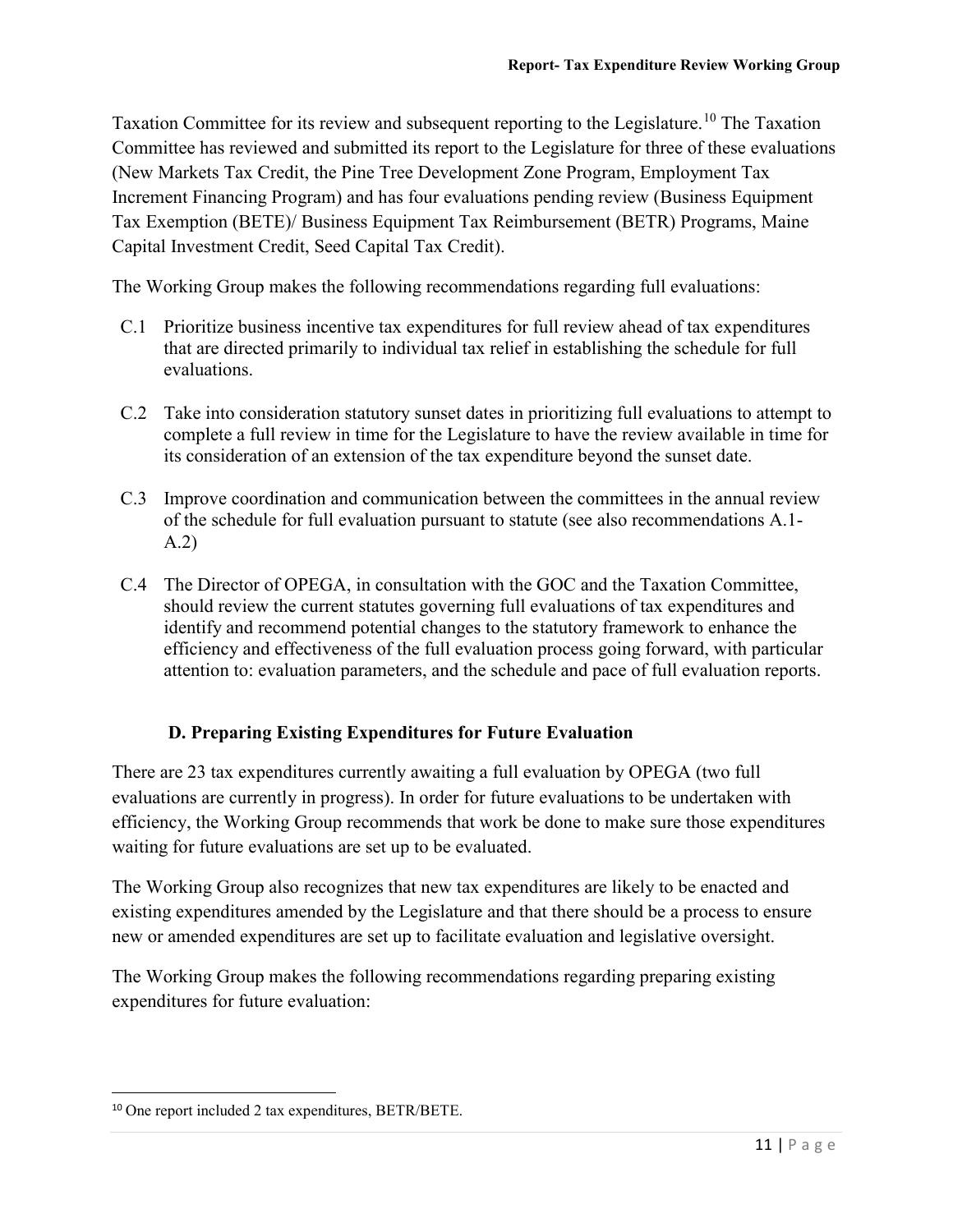Taxation Committee for its review and subsequent reporting to the Legislature.[10] The Taxation Committee has reviewed and submitted its report to the Legislature for three of these evaluations (New Markets Tax Credit, the Pine Tree Development Zone Program, Employment Tax Increment Financing Program) and has four evaluations pending review (Business Equipment Tax Exemption (BETE)/ Business Equipment Tax Reimbursement (BETR) Programs, Maine Capital Investment Credit, Seed Capital Tax Credit).

The Working Group makes the following recommendations regarding full evaluations:

- C.1 Prioritize business incentive tax expenditures for full review ahead of tax expenditures that are directed primarily to individual tax relief in establishing the schedule for full evaluations.
- C.2 Take into consideration statutory sunset dates in prioritizing full evaluations to attempt to complete a full review in time for the Legislature to have the review available in time for its consideration of an extension of the tax expenditure beyond the sunset date.
- C.3 Improve coordination and communication between the committees in the annual review of the schedule for full evaluation pursuant to statute (see also recommendations A.1-A.2)
- C.4 The Director of OPEGA, in consultation with the GOC and the Taxation Committee, should review the current statutes governing full evaluations of tax expenditures and identify and recommend potential changes to the statutory framework to enhance the efficiency and effectiveness of the full evaluation process going forward, with particular attention to: evaluation parameters, and the schedule and pace of full evaluation reports.

### D. Preparing Existing Expenditures for Future Evaluation

There are 23 tax expenditures currently awaiting a full evaluation by OPEGA (two full evaluations are currently in progress). In order for future evaluations to be undertaken with efficiency, the Working Group recommends that work be done to make sure those expenditures waiting for future evaluations are set up to be evaluated.

The Working Group also recognizes that new tax expenditures are likely to be enacted and existing expenditures amended by the Legislature and that there should be a process to ensure new or amended expenditures are set up to facilitate evaluation and legislative oversight.

The Working Group makes the following recommendations regarding preparing existing expenditures for future evaluation:

[10] One report included 2 tax expenditures, BETR/BETE.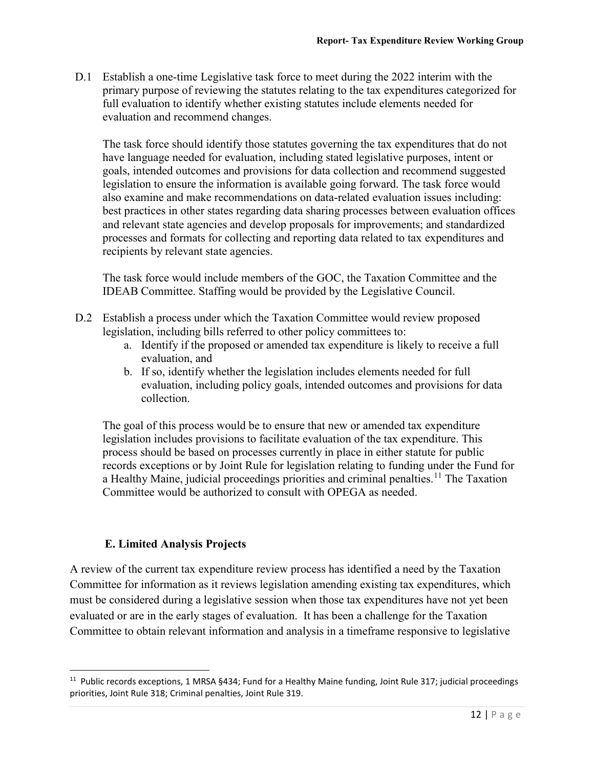D.1 Establish a one-time Legislative task force to meet during the 2022 interim with the primary purpose of reviewing the statutes relating to the tax expenditures categorized for full evaluation to identify whether existing statutes include elements needed for evaluation and recommend changes.

The task force should identify those statutes governing the tax expenditures that do not have language needed for evaluation, including stated legislative purposes, intent or goals, intended outcomes and provisions for data collection and recommend suggested legislation to ensure the information is available going forward. The task force would also examine and make recommendations on data-related evaluation issues including: best practices in other states regarding data sharing processes between evaluation offices and relevant state agencies and develop proposals for improvements; and standardized processes and formats for collecting and reporting data related to tax expenditures and recipients by relevant state agencies.

The task force would include members of the GOC, the Taxation Committee and the IDEAB Committee. Staffing would be provided by the Legislative Council.

D.2 Establish a process under which the Taxation Committee would review proposed legislation, including bills referred to other policy committees to:

a. Identify if the proposed or amended tax expenditure is likely to receive a full evaluation, and
b. If so, identify whether the legislation includes elements needed for full evaluation, including policy goals, intended outcomes and provisions for data collection.

The goal of this process would be to ensure that new or amended tax expenditure legislation includes provisions to facilitate evaluation of the tax expenditure. This process should be based on processes currently in place in either statute for public records exceptions or by Joint Rule for legislation relating to funding under the Fund for a Healthy Maine, judicial proceedings priorities and criminal penalties.[11] The Taxation Committee would be authorized to consult with OPEGA as needed.

### E. Limited Analysis Projects

A review of the current tax expenditure review process has identified a need by the Taxation Committee for information as it reviews legislation amending existing tax expenditures, which must be considered during a legislative session when those tax expenditures have not yet been evaluated or are in the early stages of evaluation. It has been a challenge for the Taxation Committee to obtain relevant information and analysis in a timeframe responsive to legislative

[11] Public records exceptions, 1 MRSA §434; Fund for a Healthy Maine funding, Joint Rule 317; judicial proceedings priorities, Joint Rule 318; Criminal penalties, Joint Rule 319.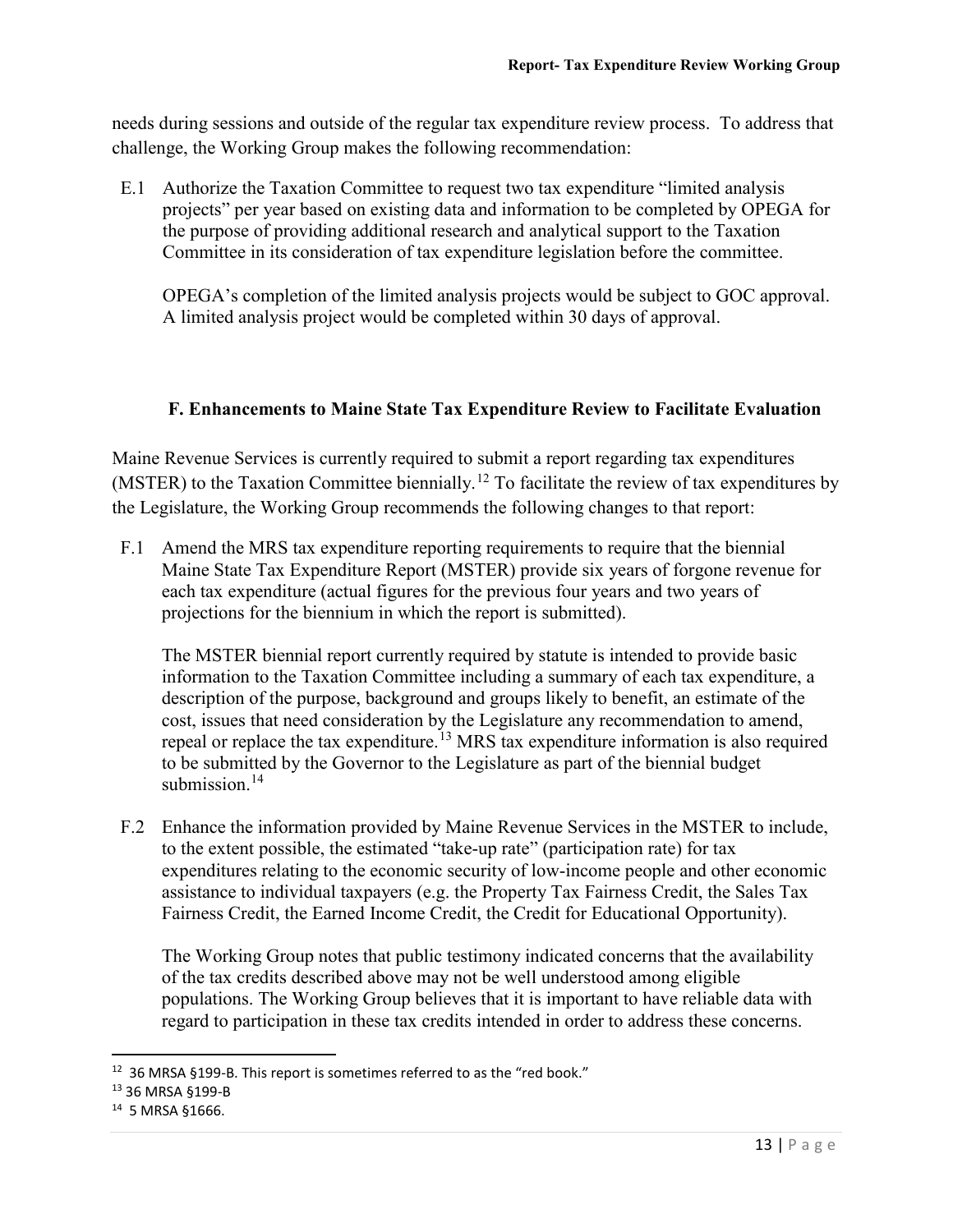needs during sessions and outside of the regular tax expenditure review process. To address that challenge, the Working Group makes the following recommendation:

E.1 Authorize the Taxation Committee to request two tax expenditure "limited analysis projects" per year based on existing data and information to be completed by OPEGA for the purpose of providing additional research and analytical support to the Taxation Committee in its consideration of tax expenditure legislation before the committee.

OPEGA's completion of the limited analysis projects would be subject to GOC approval. A limited analysis project would be completed within 30 days of approval.

### F. Enhancements to Maine State Tax Expenditure Review to Facilitate Evaluation

Maine Revenue Services is currently required to submit a report regarding tax expenditures (MSTER) to the Taxation Committee biennially.[12] To facilitate the review of tax expenditures by the Legislature, the Working Group recommends the following changes to that report:

F.1 Amend the MRS tax expenditure reporting requirements to require that the biennial Maine State Tax Expenditure Report (MSTER) provide six years of forgone revenue for each tax expenditure (actual figures for the previous four years and two years of projections for the biennium in which the report is submitted).

The MSTER biennial report currently required by statute is intended to provide basic information to the Taxation Committee including a summary of each tax expenditure, a description of the purpose, background and groups likely to benefit, an estimate of the cost, issues that need consideration by the Legislature any recommendation to amend, repeal or replace the tax expenditure.[13] MRS tax expenditure information is also required to be submitted by the Governor to the Legislature as part of the biennial budget submission.[14]

F.2 Enhance the information provided by Maine Revenue Services in the MSTER to include, to the extent possible, the estimated "take-up rate" (participation rate) for tax expenditures relating to the economic security of low-income people and other economic assistance to individual taxpayers (e.g. the Property Tax Fairness Credit, the Sales Tax Fairness Credit, the Earned Income Credit, the Credit for Educational Opportunity).

The Working Group notes that public testimony indicated concerns that the availability of the tax credits described above may not be well understood among eligible populations. The Working Group believes that it is important to have reliable data with regard to participation in these tax credits intended in order to address these concerns.

---

[12] 36 MRSA §199-B. This report is sometimes referred to as the "red book."

[13] 36 MRSA §199-B

[14] 5 MRSA §1666.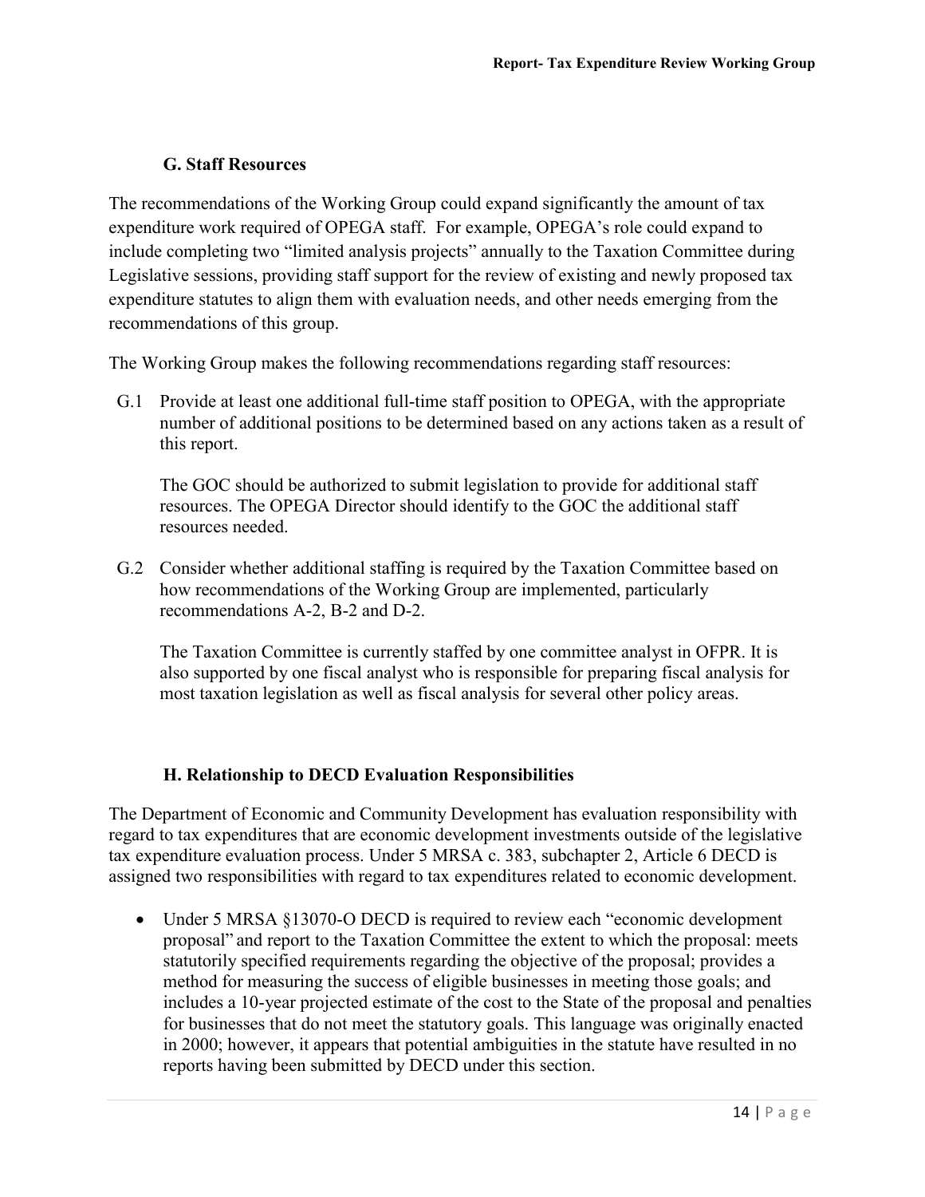### G. Staff Resources

The recommendations of the Working Group could expand significantly the amount of tax expenditure work required of OPEGA staff. For example, OPEGA's role could expand to include completing two "limited analysis projects" annually to the Taxation Committee during Legislative sessions, providing staff support for the review of existing and newly proposed tax expenditure statutes to align them with evaluation needs, and other needs emerging from the recommendations of this group.

The Working Group makes the following recommendations regarding staff resources:

G.1 Provide at least one additional full-time staff position to OPEGA, with the appropriate number of additional positions to be determined based on any actions taken as a result of this report.

The GOC should be authorized to submit legislation to provide for additional staff resources. The OPEGA Director should identify to the GOC the additional staff resources needed.

G.2 Consider whether additional staffing is required by the Taxation Committee based on how recommendations of the Working Group are implemented, particularly recommendations A-2, B-2 and D-2.

The Taxation Committee is currently staffed by one committee analyst in OFPR. It is also supported by one fiscal analyst who is responsible for preparing fiscal analysis for most taxation legislation as well as fiscal analysis for several other policy areas.

### H. Relationship to DECD Evaluation Responsibilities

The Department of Economic and Community Development has evaluation responsibility with regard to tax expenditures that are economic development investments outside of the legislative tax expenditure evaluation process. Under 5 MRSA c. 383, subchapter 2, Article 6 DECD is assigned two responsibilities with regard to tax expenditures related to economic development.

- Under 5 MRSA §13070-O DECD is required to review each "economic development proposal" and report to the Taxation Committee the extent to which the proposal: meets statutorily specified requirements regarding the objective of the proposal; provides a method for measuring the success of eligible businesses in meeting those goals; and includes a 10-year projected estimate of the cost to the State of the proposal and penalties for businesses that do not meet the statutory goals. This language was originally enacted in 2000; however, it appears that potential ambiguities in the statute have resulted in no reports having been submitted by DECD under this section.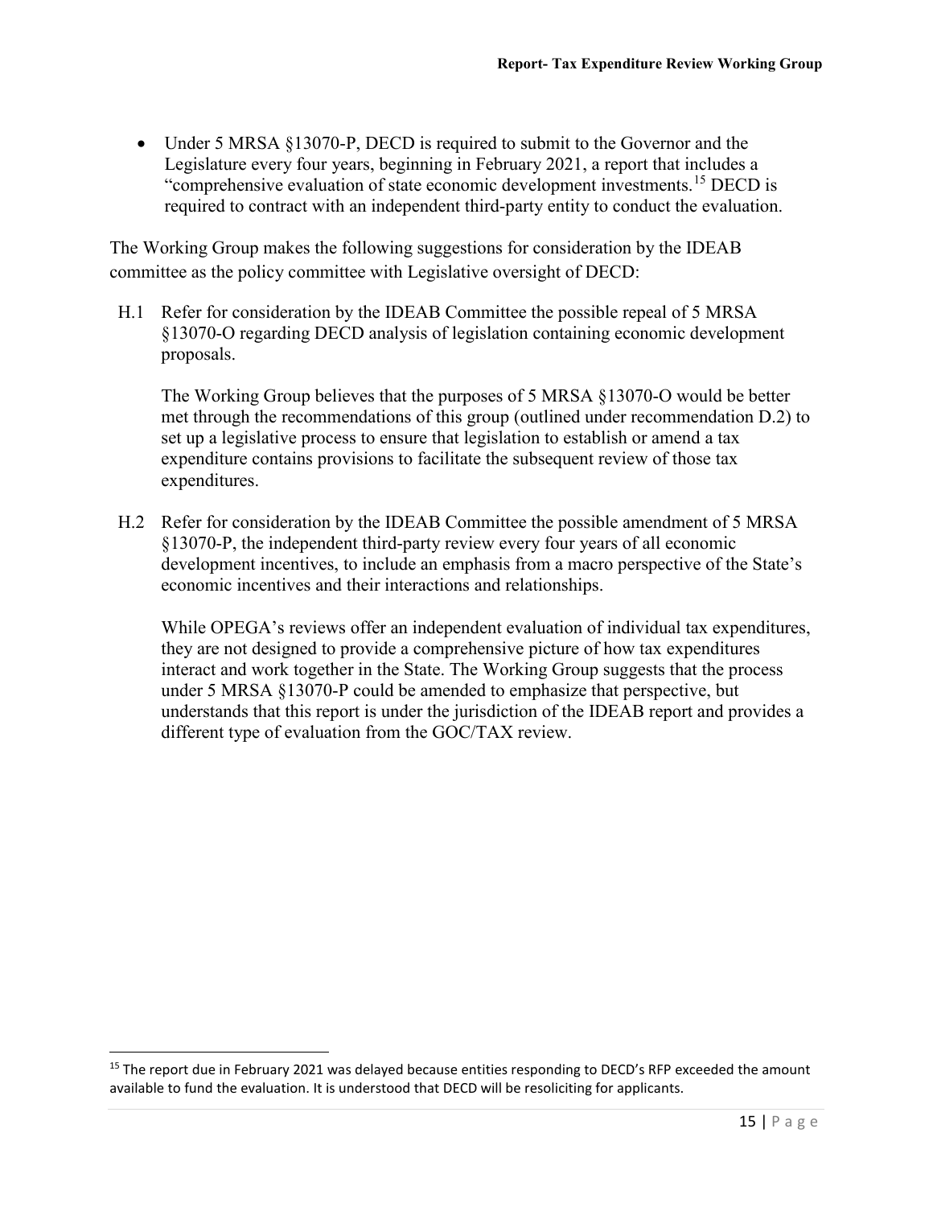- Under 5 MRSA §13070-P, DECD is required to submit to the Governor and the Legislature every four years, beginning in February 2021, a report that includes a "comprehensive evaluation of state economic development investments.[15] DECD is required to contract with an independent third-party entity to conduct the evaluation.

The Working Group makes the following suggestions for consideration by the IDEAB committee as the policy committee with Legislative oversight of DECD:

H.1 Refer for consideration by the IDEAB Committee the possible repeal of 5 MRSA §13070-O regarding DECD analysis of legislation containing economic development proposals.

The Working Group believes that the purposes of 5 MRSA §13070-O would be better met through the recommendations of this group (outlined under recommendation D.2) to set up a legislative process to ensure that legislation to establish or amend a tax expenditure contains provisions to facilitate the subsequent review of those tax expenditures.

H.2 Refer for consideration by the IDEAB Committee the possible amendment of 5 MRSA §13070-P, the independent third-party review every four years of all economic development incentives, to include an emphasis from a macro perspective of the State's economic incentives and their interactions and relationships.

While OPEGA's reviews offer an independent evaluation of individual tax expenditures, they are not designed to provide a comprehensive picture of how tax expenditures interact and work together in the State. The Working Group suggests that the process under 5 MRSA §13070-P could be amended to emphasize that perspective, but understands that this report is under the jurisdiction of the IDEAB report and provides a different type of evaluation from the GOC/TAX review.

[15] The report due in February 2021 was delayed because entities responding to DECD's RFP exceeded the amount available to fund the evaluation. It is understood that DECD will be resoliciting for applicants.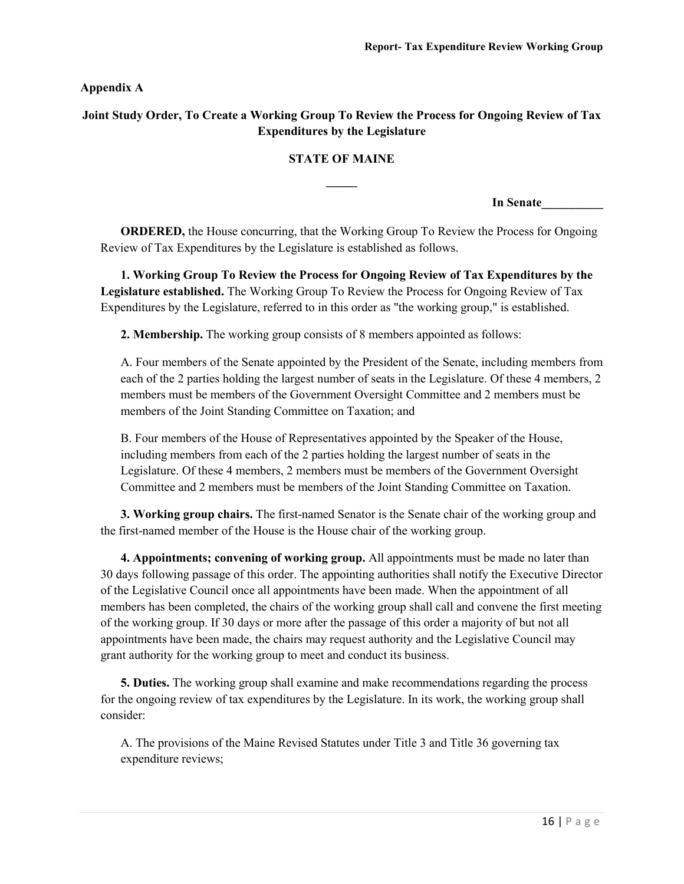## Appendix A

### Joint Study Order, To Create a Working Group To Review the Process for Ongoing Review of Tax Expenditures by the Legislature

**STATE OF MAINE**

**In Senate__________**

**ORDERED,** the House concurring, that the Working Group To Review the Process for Ongoing Review of Tax Expenditures by the Legislature is established as follows.

**1. Working Group To Review the Process for Ongoing Review of Tax Expenditures by the Legislature established.** The Working Group To Review the Process for Ongoing Review of Tax Expenditures by the Legislature, referred to in this order as "the working group," is established.

**2. Membership.** The working group consists of 8 members appointed as follows:

A. Four members of the Senate appointed by the President of the Senate, including members from each of the 2 parties holding the largest number of seats in the Legislature. Of these 4 members, 2 members must be members of the Government Oversight Committee and 2 members must be members of the Joint Standing Committee on Taxation; and

B. Four members of the House of Representatives appointed by the Speaker of the House, including members from each of the 2 parties holding the largest number of seats in the Legislature. Of these 4 members, 2 members must be members of the Government Oversight Committee and 2 members must be members of the Joint Standing Committee on Taxation.

**3. Working group chairs.** The first-named Senator is the Senate chair of the working group and the first-named member of the House is the House chair of the working group.

**4. Appointments; convening of working group.** All appointments must be made no later than 30 days following passage of this order. The appointing authorities shall notify the Executive Director of the Legislative Council once all appointments have been made. When the appointment of all members has been completed, the chairs of the working group shall call and convene the first meeting of the working group. If 30 days or more after the passage of this order a majority of but not all appointments have been made, the chairs may request authority and the Legislative Council may grant authority for the working group to meet and conduct its business.

**5. Duties.** The working group shall examine and make recommendations regarding the process for the ongoing review of tax expenditures by the Legislature. In its work, the working group shall consider:

A. The provisions of the Maine Revised Statutes under Title 3 and Title 36 governing tax expenditure reviews;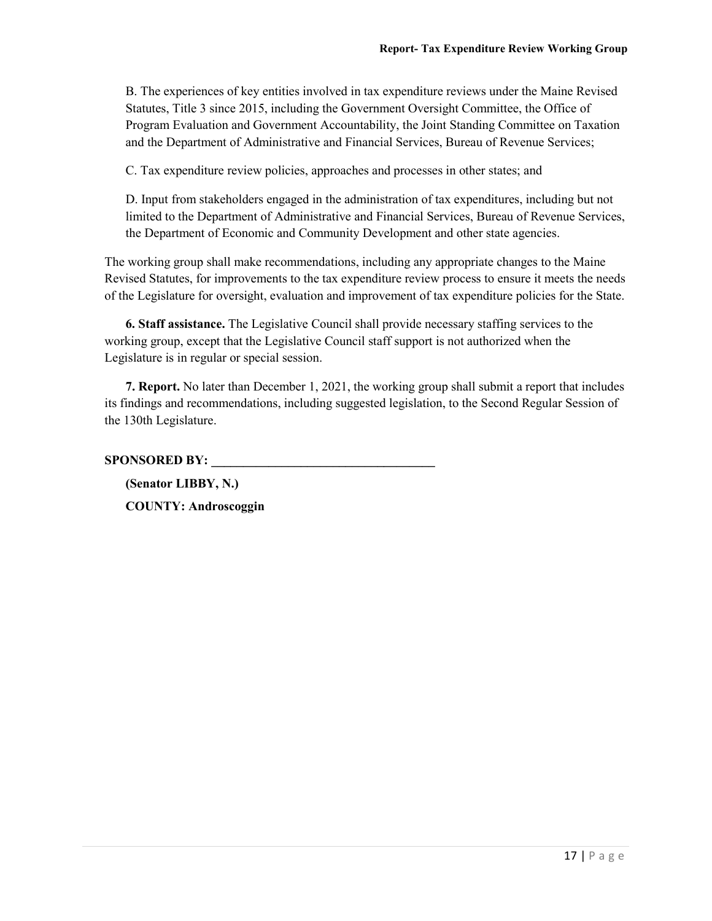B. The experiences of key entities involved in tax expenditure reviews under the Maine Revised Statutes, Title 3 since 2015, including the Government Oversight Committee, the Office of Program Evaluation and Government Accountability, the Joint Standing Committee on Taxation and the Department of Administrative and Financial Services, Bureau of Revenue Services;

C. Tax expenditure review policies, approaches and processes in other states; and

D. Input from stakeholders engaged in the administration of tax expenditures, including but not limited to the Department of Administrative and Financial Services, Bureau of Revenue Services, the Department of Economic and Community Development and other state agencies.

The working group shall make recommendations, including any appropriate changes to the Maine Revised Statutes, for improvements to the tax expenditure review process to ensure it meets the needs of the Legislature for oversight, evaluation and improvement of tax expenditure policies for the State.

**6. Staff assistance.** The Legislative Council shall provide necessary staffing services to the working group, except that the Legislative Council staff support is not authorized when the Legislature is in regular or special session.

**7. Report.** No later than December 1, 2021, the working group shall submit a report that includes its findings and recommendations, including suggested legislation, to the Second Regular Session of the 130th Legislature.

**SPONSORED BY: ___________________________________**

**(Senator LIBBY, N.)**

**COUNTY: Androscoggin**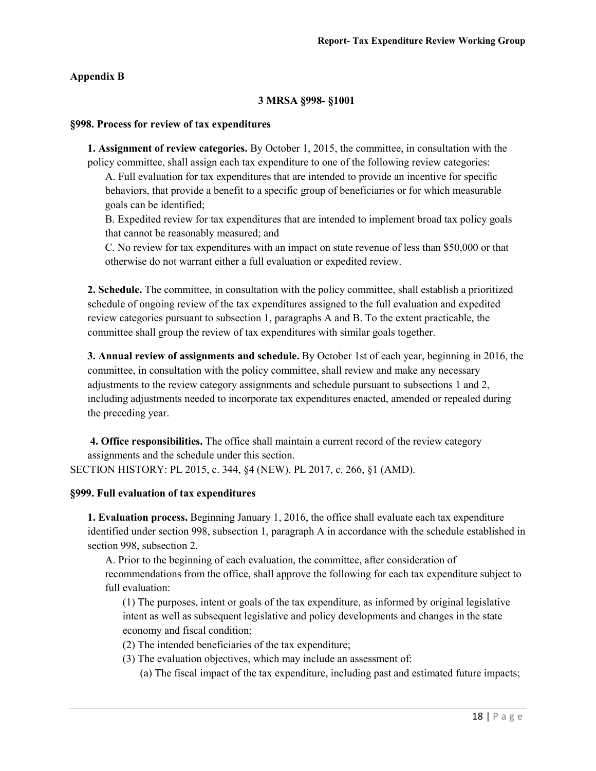## Appendix B

### 3 MRSA §998- §1001

### §998. Process for review of tax expenditures

**1. Assignment of review categories.** By October 1, 2015, the committee, in consultation with the policy committee, shall assign each tax expenditure to one of the following review categories:

A. Full evaluation for tax expenditures that are intended to provide an incentive for specific behaviors, that provide a benefit to a specific group of beneficiaries or for which measurable goals can be identified;

B. Expedited review for tax expenditures that are intended to implement broad tax policy goals that cannot be reasonably measured; and

C. No review for tax expenditures with an impact on state revenue of less than $50,000 or that otherwise do not warrant either a full evaluation or expedited review.

**2. Schedule.** The committee, in consultation with the policy committee, shall establish a prioritized schedule of ongoing review of the tax expenditures assigned to the full evaluation and expedited review categories pursuant to subsection 1, paragraphs A and B. To the extent practicable, the committee shall group the review of tax expenditures with similar goals together.

**3. Annual review of assignments and schedule.** By October 1st of each year, beginning in 2016, the committee, in consultation with the policy committee, shall review and make any necessary adjustments to the review category assignments and schedule pursuant to subsections 1 and 2, including adjustments needed to incorporate tax expenditures enacted, amended or repealed during the preceding year.

**4. Office responsibilities.** The office shall maintain a current record of the review category assignments and the schedule under this section.

SECTION HISTORY: PL 2015, c. 344, §4 (NEW). PL 2017, c. 266, §1 (AMD).

### §999. Full evaluation of tax expenditures

**1. Evaluation process.** Beginning January 1, 2016, the office shall evaluate each tax expenditure identified under section 998, subsection 1, paragraph A in accordance with the schedule established in section 998, subsection 2.

A. Prior to the beginning of each evaluation, the committee, after consideration of recommendations from the office, shall approve the following for each tax expenditure subject to full evaluation:

(1) The purposes, intent or goals of the tax expenditure, as informed by original legislative intent as well as subsequent legislative and policy developments and changes in the state economy and fiscal condition;

(2) The intended beneficiaries of the tax expenditure;

(3) The evaluation objectives, which may include an assessment of:

(a) The fiscal impact of the tax expenditure, including past and estimated future impacts;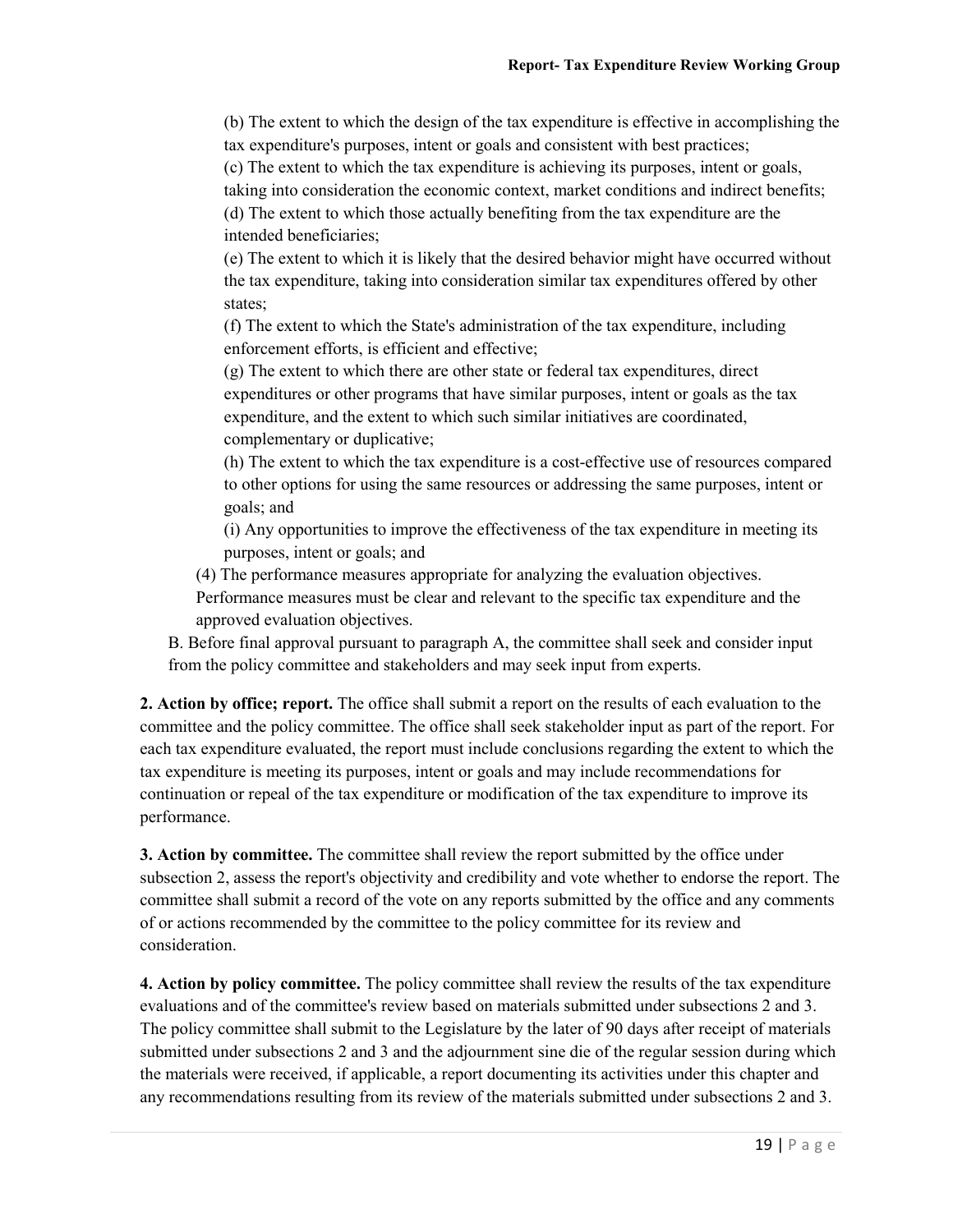(b) The extent to which the design of the tax expenditure is effective in accomplishing the tax expenditure's purposes, intent or goals and consistent with best practices;

(c) The extent to which the tax expenditure is achieving its purposes, intent or goals, taking into consideration the economic context, market conditions and indirect benefits;

(d) The extent to which those actually benefiting from the tax expenditure are the intended beneficiaries;

(e) The extent to which it is likely that the desired behavior might have occurred without the tax expenditure, taking into consideration similar tax expenditures offered by other states;

(f) The extent to which the State's administration of the tax expenditure, including enforcement efforts, is efficient and effective;

(g) The extent to which there are other state or federal tax expenditures, direct expenditures or other programs that have similar purposes, intent or goals as the tax expenditure, and the extent to which such similar initiatives are coordinated, complementary or duplicative;

(h) The extent to which the tax expenditure is a cost-effective use of resources compared to other options for using the same resources or addressing the same purposes, intent or goals; and

(i) Any opportunities to improve the effectiveness of the tax expenditure in meeting its purposes, intent or goals; and

(4) The performance measures appropriate for analyzing the evaluation objectives. Performance measures must be clear and relevant to the specific tax expenditure and the approved evaluation objectives.

B. Before final approval pursuant to paragraph A, the committee shall seek and consider input from the policy committee and stakeholders and may seek input from experts.

**2. Action by office; report.** The office shall submit a report on the results of each evaluation to the committee and the policy committee. The office shall seek stakeholder input as part of the report. For each tax expenditure evaluated, the report must include conclusions regarding the extent to which the tax expenditure is meeting its purposes, intent or goals and may include recommendations for continuation or repeal of the tax expenditure or modification of the tax expenditure to improve its performance.

**3. Action by committee.** The committee shall review the report submitted by the office under subsection 2, assess the report's objectivity and credibility and vote whether to endorse the report. The committee shall submit a record of the vote on any reports submitted by the office and any comments of or actions recommended by the committee to the policy committee for its review and consideration.

**4. Action by policy committee.** The policy committee shall review the results of the tax expenditure evaluations and of the committee's review based on materials submitted under subsections 2 and 3. The policy committee shall submit to the Legislature by the later of 90 days after receipt of materials submitted under subsections 2 and 3 and the adjournment sine die of the regular session during which the materials were received, if applicable, a report documenting its activities under this chapter and any recommendations resulting from its review of the materials submitted under subsections 2 and 3.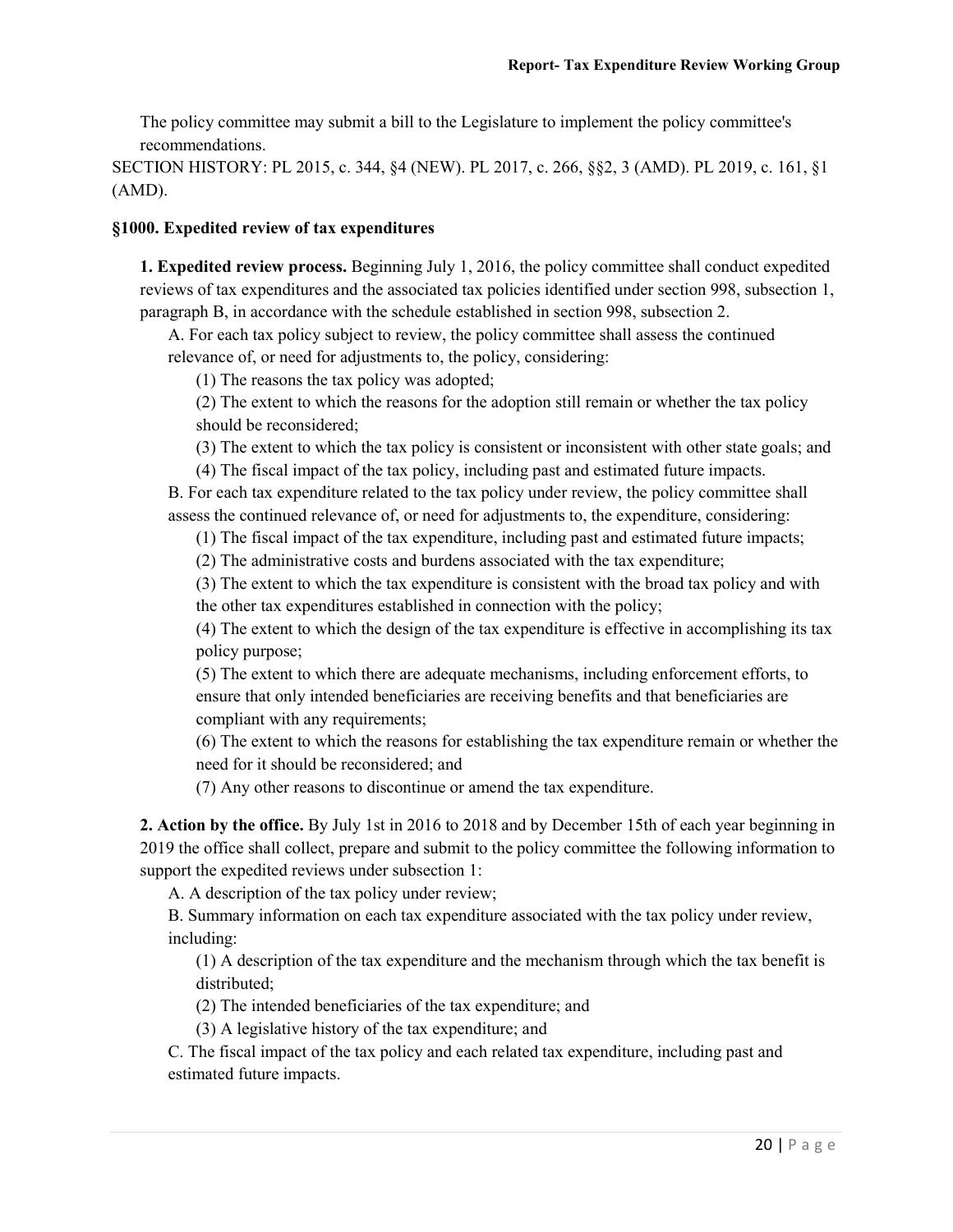The policy committee may submit a bill to the Legislature to implement the policy committee's recommendations.

SECTION HISTORY: PL 2015, c. 344, §4 (NEW). PL 2017, c. 266, §§2, 3 (AMD). PL 2019, c. 161, §1 (AMD).

**§1000. Expedited review of tax expenditures**

**1. Expedited review process.** Beginning July 1, 2016, the policy committee shall conduct expedited reviews of tax expenditures and the associated tax policies identified under section 998, subsection 1, paragraph B, in accordance with the schedule established in section 998, subsection 2.

A. For each tax policy subject to review, the policy committee shall assess the continued relevance of, or need for adjustments to, the policy, considering:

(1) The reasons the tax policy was adopted;

(2) The extent to which the reasons for the adoption still remain or whether the tax policy should be reconsidered;

(3) The extent to which the tax policy is consistent or inconsistent with other state goals; and

(4) The fiscal impact of the tax policy, including past and estimated future impacts.

B. For each tax expenditure related to the tax policy under review, the policy committee shall assess the continued relevance of, or need for adjustments to, the expenditure, considering:

(1) The fiscal impact of the tax expenditure, including past and estimated future impacts;

(2) The administrative costs and burdens associated with the tax expenditure;

(3) The extent to which the tax expenditure is consistent with the broad tax policy and with the other tax expenditures established in connection with the policy;

(4) The extent to which the design of the tax expenditure is effective in accomplishing its tax policy purpose;

(5) The extent to which there are adequate mechanisms, including enforcement efforts, to ensure that only intended beneficiaries are receiving benefits and that beneficiaries are compliant with any requirements;

(6) The extent to which the reasons for establishing the tax expenditure remain or whether the need for it should be reconsidered; and

(7) Any other reasons to discontinue or amend the tax expenditure.

**2. Action by the office.** By July 1st in 2016 to 2018 and by December 15th of each year beginning in 2019 the office shall collect, prepare and submit to the policy committee the following information to support the expedited reviews under subsection 1:

A. A description of the tax policy under review;

B. Summary information on each tax expenditure associated with the tax policy under review, including:

(1) A description of the tax expenditure and the mechanism through which the tax benefit is distributed;

(2) The intended beneficiaries of the tax expenditure; and

(3) A legislative history of the tax expenditure; and

C. The fiscal impact of the tax policy and each related tax expenditure, including past and estimated future impacts.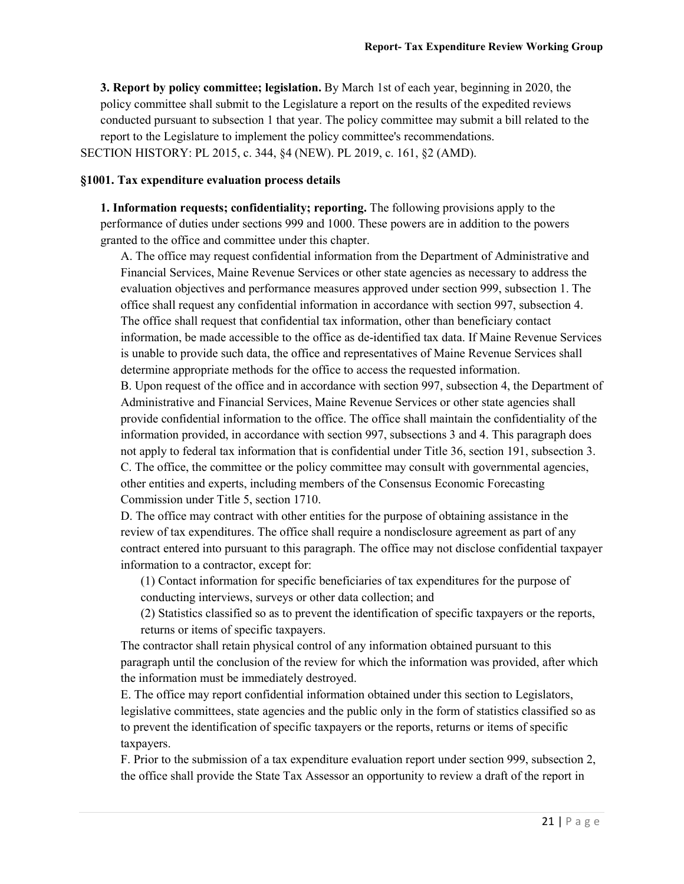**3. Report by policy committee; legislation.** By March 1st of each year, beginning in 2020, the policy committee shall submit to the Legislature a report on the results of the expedited reviews conducted pursuant to subsection 1 that year. The policy committee may submit a bill related to the report to the Legislature to implement the policy committee's recommendations.

SECTION HISTORY: PL 2015, c. 344, §4 (NEW). PL 2019, c. 161, §2 (AMD).

**§1001. Tax expenditure evaluation process details**

**1. Information requests; confidentiality; reporting.** The following provisions apply to the performance of duties under sections 999 and 1000. These powers are in addition to the powers granted to the office and committee under this chapter.

A. The office may request confidential information from the Department of Administrative and Financial Services, Maine Revenue Services or other state agencies as necessary to address the evaluation objectives and performance measures approved under section 999, subsection 1. The office shall request any confidential information in accordance with section 997, subsection 4. The office shall request that confidential tax information, other than beneficiary contact information, be made accessible to the office as de-identified tax data. If Maine Revenue Services is unable to provide such data, the office and representatives of Maine Revenue Services shall determine appropriate methods for the office to access the requested information.

B. Upon request of the office and in accordance with section 997, subsection 4, the Department of Administrative and Financial Services, Maine Revenue Services or other state agencies shall provide confidential information to the office. The office shall maintain the confidentiality of the information provided, in accordance with section 997, subsections 3 and 4. This paragraph does not apply to federal tax information that is confidential under Title 36, section 191, subsection 3.

C. The office, the committee or the policy committee may consult with governmental agencies, other entities and experts, including members of the Consensus Economic Forecasting Commission under Title 5, section 1710.

D. The office may contract with other entities for the purpose of obtaining assistance in the review of tax expenditures. The office shall require a nondisclosure agreement as part of any contract entered into pursuant to this paragraph. The office may not disclose confidential taxpayer information to a contractor, except for:

(1) Contact information for specific beneficiaries of tax expenditures for the purpose of conducting interviews, surveys or other data collection; and

(2) Statistics classified so as to prevent the identification of specific taxpayers or the reports, returns or items of specific taxpayers.

The contractor shall retain physical control of any information obtained pursuant to this paragraph until the conclusion of the review for which the information was provided, after which the information must be immediately destroyed.

E. The office may report confidential information obtained under this section to Legislators, legislative committees, state agencies and the public only in the form of statistics classified so as to prevent the identification of specific taxpayers or the reports, returns or items of specific taxpayers.

F. Prior to the submission of a tax expenditure evaluation report under section 999, subsection 2, the office shall provide the State Tax Assessor an opportunity to review a draft of the report in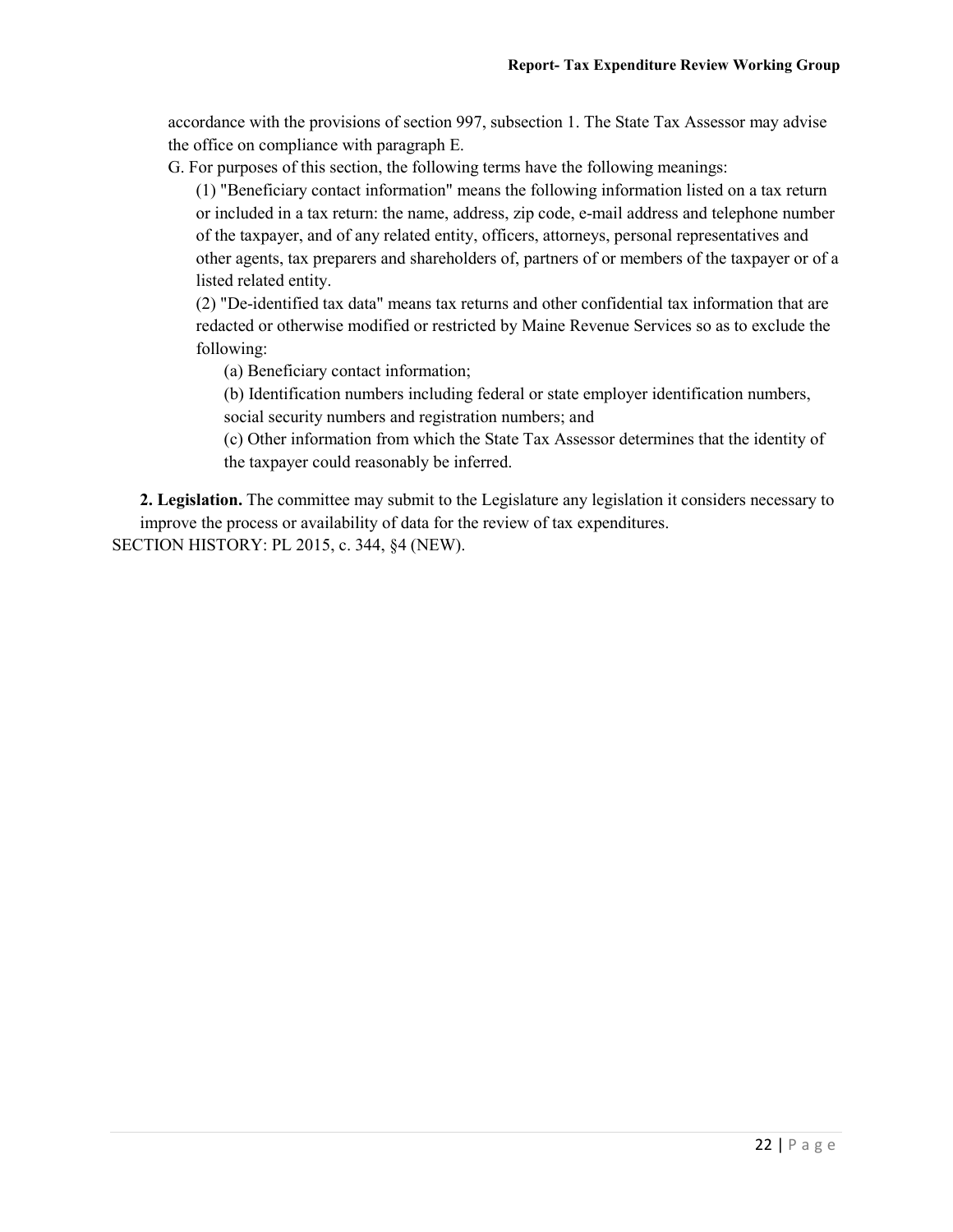accordance with the provisions of section 997, subsection 1. The State Tax Assessor may advise the office on compliance with paragraph E.

G. For purposes of this section, the following terms have the following meanings:

(1) "Beneficiary contact information" means the following information listed on a tax return or included in a tax return: the name, address, zip code, e-mail address and telephone number of the taxpayer, and of any related entity, officers, attorneys, personal representatives and other agents, tax preparers and shareholders of, partners of or members of the taxpayer or of a listed related entity.

(2) "De-identified tax data" means tax returns and other confidential tax information that are redacted or otherwise modified or restricted by Maine Revenue Services so as to exclude the following:

(a) Beneficiary contact information;

(b) Identification numbers including federal or state employer identification numbers, social security numbers and registration numbers; and

(c) Other information from which the State Tax Assessor determines that the identity of the taxpayer could reasonably be inferred.

**2. Legislation.** The committee may submit to the Legislature any legislation it considers necessary to improve the process or availability of data for the review of tax expenditures.

SECTION HISTORY: PL 2015, c. 344, §4 (NEW).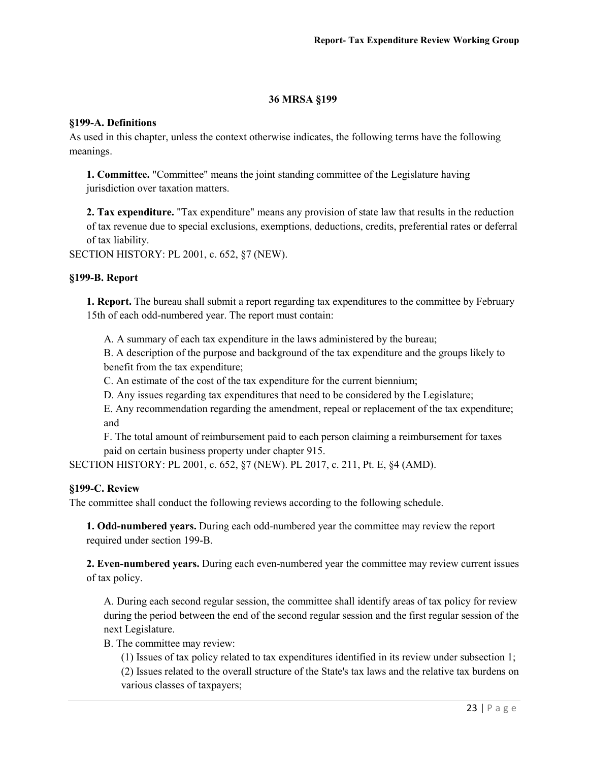## 36 MRSA §199

### §199-A. Definitions

As used in this chapter, unless the context otherwise indicates, the following terms have the following meanings.

**1. Committee.** "Committee" means the joint standing committee of the Legislature having jurisdiction over taxation matters.

**2. Tax expenditure.** "Tax expenditure" means any provision of state law that results in the reduction of tax revenue due to special exclusions, exemptions, deductions, credits, preferential rates or deferral of tax liability.

SECTION HISTORY: PL 2001, c. 652, §7 (NEW).

### §199-B. Report

**1. Report.** The bureau shall submit a report regarding tax expenditures to the committee by February 15th of each odd-numbered year. The report must contain:

A. A summary of each tax expenditure in the laws administered by the bureau;

B. A description of the purpose and background of the tax expenditure and the groups likely to benefit from the tax expenditure;

C. An estimate of the cost of the tax expenditure for the current biennium;

D. Any issues regarding tax expenditures that need to be considered by the Legislature;

E. Any recommendation regarding the amendment, repeal or replacement of the tax expenditure; and

F. The total amount of reimbursement paid to each person claiming a reimbursement for taxes paid on certain business property under chapter 915.

SECTION HISTORY: PL 2001, c. 652, §7 (NEW). PL 2017, c. 211, Pt. E, §4 (AMD).

### §199-C. Review

The committee shall conduct the following reviews according to the following schedule.

**1. Odd-numbered years.** During each odd-numbered year the committee may review the report required under section 199-B.

**2. Even-numbered years.** During each even-numbered year the committee may review current issues of tax policy.

A. During each second regular session, the committee shall identify areas of tax policy for review during the period between the end of the second regular session and the first regular session of the next Legislature.

B. The committee may review:

(1) Issues of tax policy related to tax expenditures identified in its review under subsection 1;

(2) Issues related to the overall structure of the State's tax laws and the relative tax burdens on various classes of taxpayers;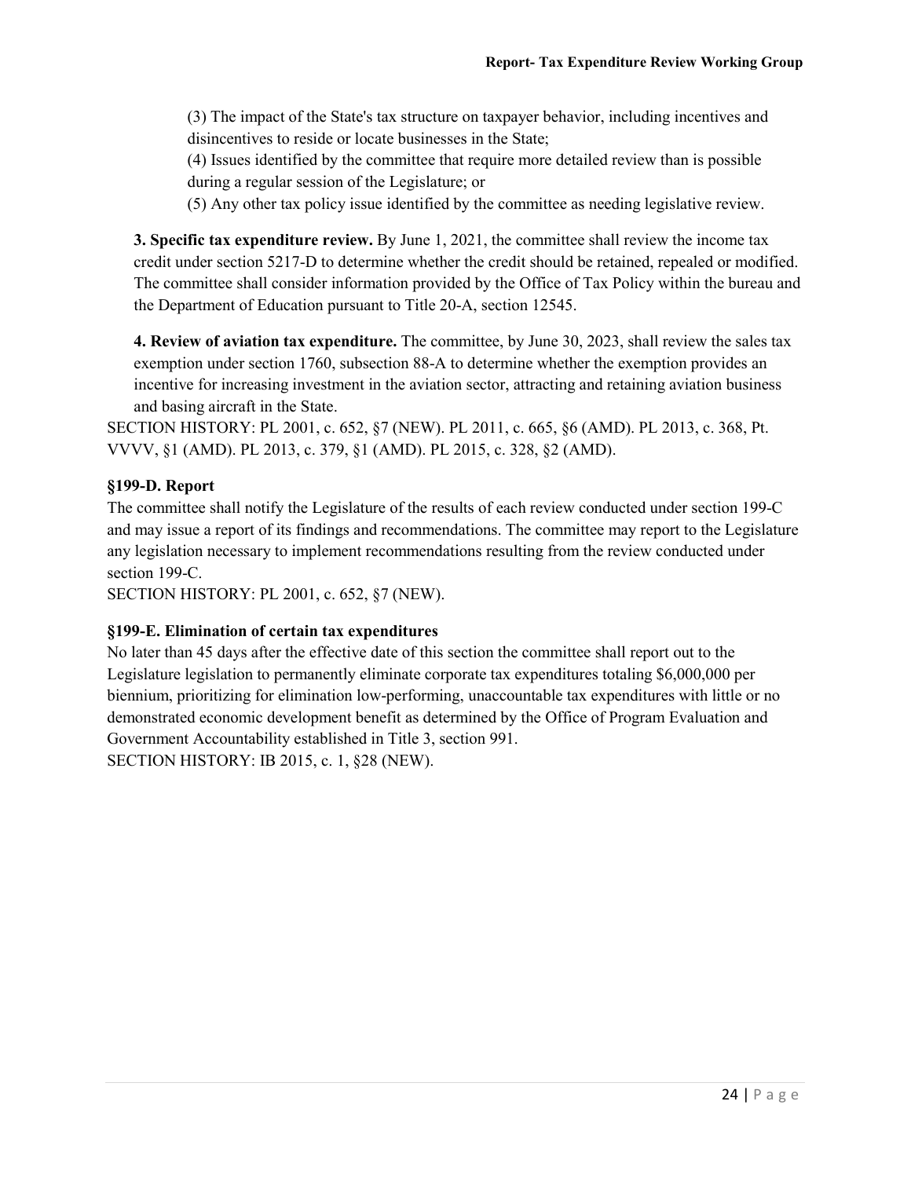(3) The impact of the State's tax structure on taxpayer behavior, including incentives and disincentives to reside or locate businesses in the State;

(4) Issues identified by the committee that require more detailed review than is possible during a regular session of the Legislature; or

(5) Any other tax policy issue identified by the committee as needing legislative review.

**3. Specific tax expenditure review.** By June 1, 2021, the committee shall review the income tax credit under section 5217-D to determine whether the credit should be retained, repealed or modified. The committee shall consider information provided by the Office of Tax Policy within the bureau and the Department of Education pursuant to Title 20-A, section 12545.

**4. Review of aviation tax expenditure.** The committee, by June 30, 2023, shall review the sales tax exemption under section 1760, subsection 88-A to determine whether the exemption provides an incentive for increasing investment in the aviation sector, attracting and retaining aviation business and basing aircraft in the State.

SECTION HISTORY: PL 2001, c. 652, §7 (NEW). PL 2011, c. 665, §6 (AMD). PL 2013, c. 368, Pt. VVVV, §1 (AMD). PL 2013, c. 379, §1 (AMD). PL 2015, c. 328, §2 (AMD).

### §199-D. Report

The committee shall notify the Legislature of the results of each review conducted under section 199-C and may issue a report of its findings and recommendations. The committee may report to the Legislature any legislation necessary to implement recommendations resulting from the review conducted under section 199-C.

SECTION HISTORY: PL 2001, c. 652, §7 (NEW).

### §199-E. Elimination of certain tax expenditures

No later than 45 days after the effective date of this section the committee shall report out to the Legislature legislation to permanently eliminate corporate tax expenditures totaling $6,000,000 per biennium, prioritizing for elimination low-performing, unaccountable tax expenditures with little or no demonstrated economic development benefit as determined by the Office of Program Evaluation and Government Accountability established in Title 3, section 991.

SECTION HISTORY: IB 2015, c. 1, §28 (NEW).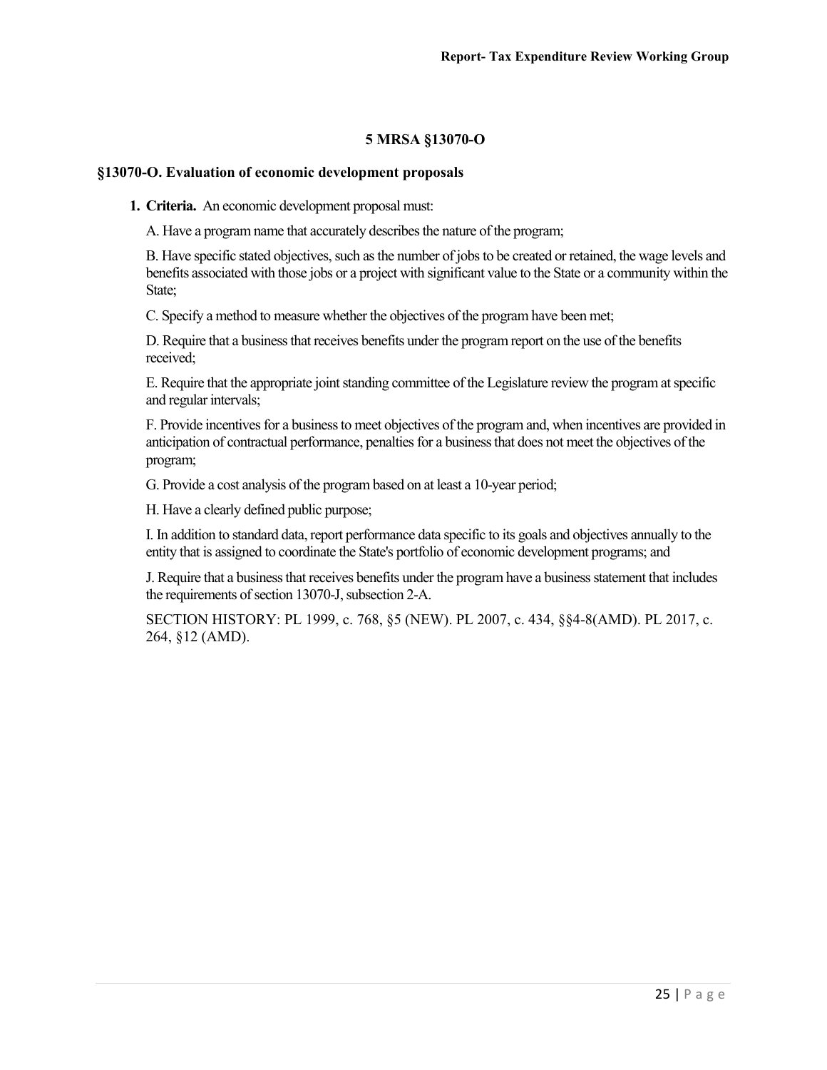## 5 MRSA §13070-O

### §13070-O. Evaluation of economic development proposals

**1. Criteria.** An economic development proposal must:

A. Have a program name that accurately describes the nature of the program;

B. Have specific stated objectives, such as the number of jobs to be created or retained, the wage levels and benefits associated with those jobs or a project with significant value to the State or a community within the State;

C. Specify a method to measure whether the objectives of the program have been met;

D. Require that a business that receives benefits under the program report on the use of the benefits received;

E. Require that the appropriate joint standing committee of the Legislature review the program at specific and regular intervals;

F. Provide incentives for a business to meet objectives of the program and, when incentives are provided in anticipation of contractual performance, penalties for a business that does not meet the objectives of the program;

G. Provide a cost analysis of the program based on at least a 10-year period;

H. Have a clearly defined public purpose;

I. In addition to standard data, report performance data specific to its goals and objectives annually to the entity that is assigned to coordinate the State's portfolio of economic development programs; and

J. Require that a business that receives benefits under the program have a business statement that includes the requirements of section 13070-J, subsection 2-A.

SECTION HISTORY: PL 1999, c. 768, §5 (NEW). PL 2007, c. 434, §§4-8(AMD). PL 2017, c. 264, §12 (AMD).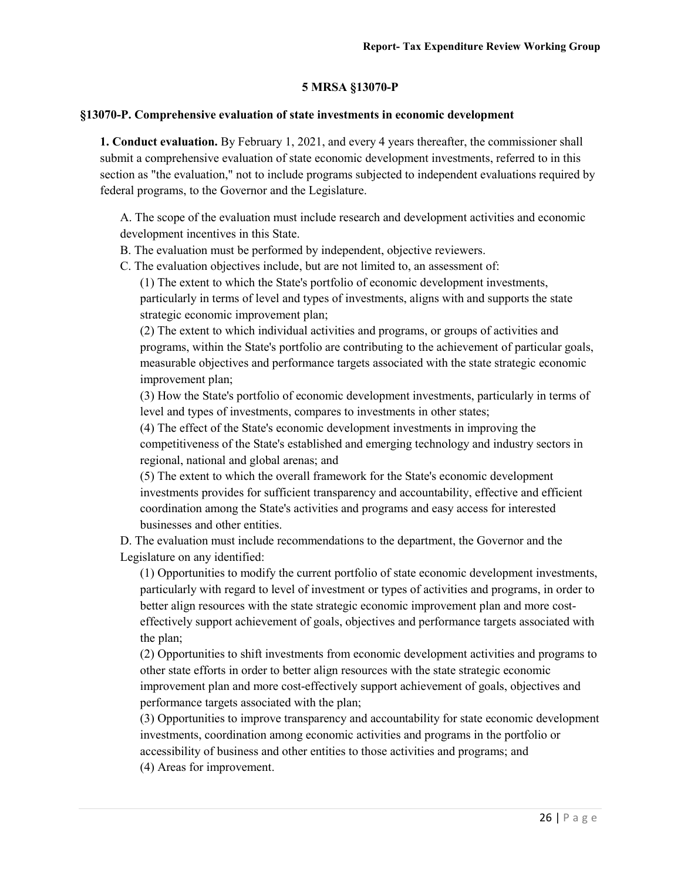## 5 MRSA §13070-P

### §13070-P. Comprehensive evaluation of state investments in economic development

**1. Conduct evaluation.** By February 1, 2021, and every 4 years thereafter, the commissioner shall submit a comprehensive evaluation of state economic development investments, referred to in this section as "the evaluation," not to include programs subjected to independent evaluations required by federal programs, to the Governor and the Legislature.

A. The scope of the evaluation must include research and development activities and economic development incentives in this State.

B. The evaluation must be performed by independent, objective reviewers.

C. The evaluation objectives include, but are not limited to, an assessment of:

(1) The extent to which the State's portfolio of economic development investments, particularly in terms of level and types of investments, aligns with and supports the state strategic economic improvement plan;

(2) The extent to which individual activities and programs, or groups of activities and programs, within the State's portfolio are contributing to the achievement of particular goals, measurable objectives and performance targets associated with the state strategic economic improvement plan;

(3) How the State's portfolio of economic development investments, particularly in terms of level and types of investments, compares to investments in other states;

(4) The effect of the State's economic development investments in improving the competitiveness of the State's established and emerging technology and industry sectors in regional, national and global arenas; and

(5) The extent to which the overall framework for the State's economic development investments provides for sufficient transparency and accountability, effective and efficient coordination among the State's activities and programs and easy access for interested businesses and other entities.

D. The evaluation must include recommendations to the department, the Governor and the Legislature on any identified:

(1) Opportunities to modify the current portfolio of state economic development investments, particularly with regard to level of investment or types of activities and programs, in order to better align resources with the state strategic economic improvement plan and more cost-effectively support achievement of goals, objectives and performance targets associated with the plan;

(2) Opportunities to shift investments from economic development activities and programs to other state efforts in order to better align resources with the state strategic economic improvement plan and more cost-effectively support achievement of goals, objectives and performance targets associated with the plan;

(3) Opportunities to improve transparency and accountability for state economic development investments, coordination among economic activities and programs in the portfolio or accessibility of business and other entities to those activities and programs; and

(4) Areas for improvement.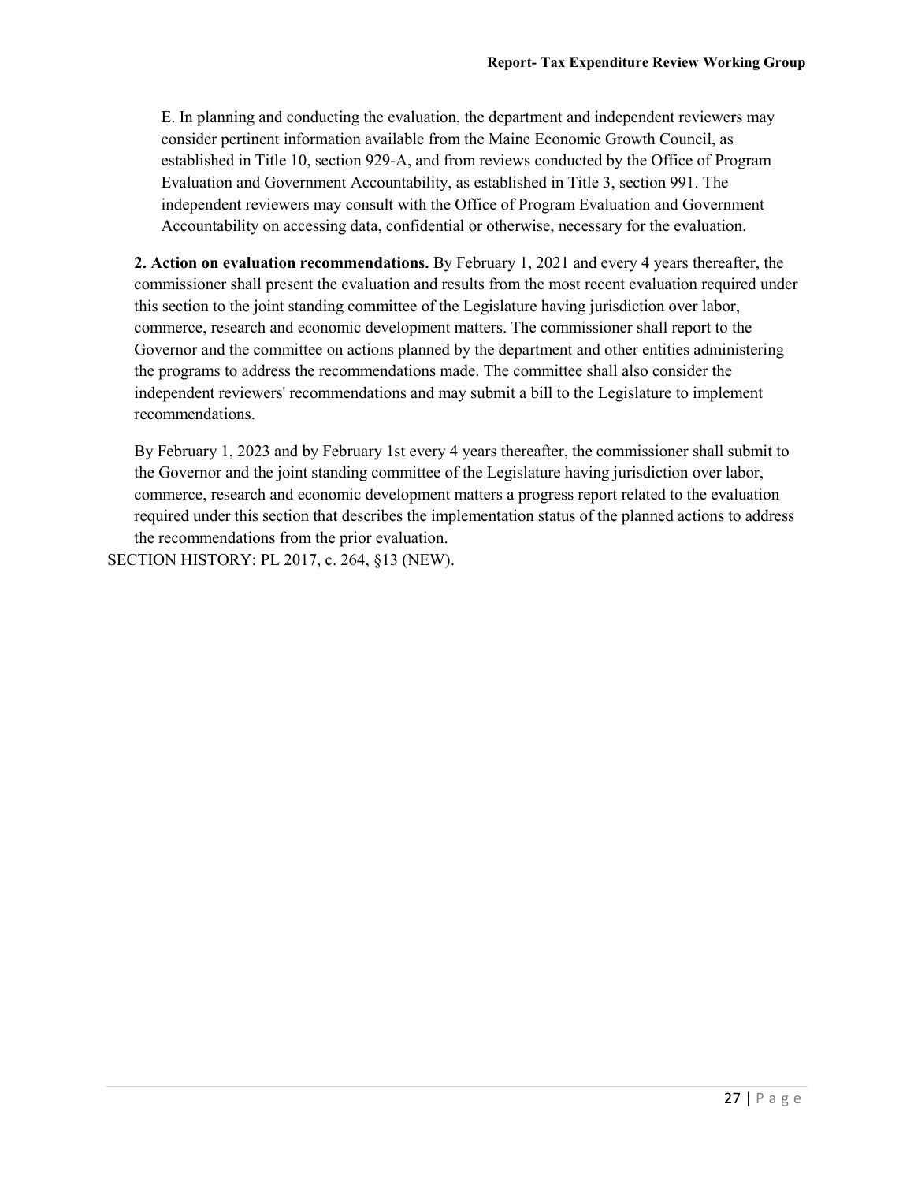E. In planning and conducting the evaluation, the department and independent reviewers may consider pertinent information available from the Maine Economic Growth Council, as established in Title 10, section 929-A, and from reviews conducted by the Office of Program Evaluation and Government Accountability, as established in Title 3, section 991. The independent reviewers may consult with the Office of Program Evaluation and Government Accountability on accessing data, confidential or otherwise, necessary for the evaluation.

**2. Action on evaluation recommendations.** By February 1, 2021 and every 4 years thereafter, the commissioner shall present the evaluation and results from the most recent evaluation required under this section to the joint standing committee of the Legislature having jurisdiction over labor, commerce, research and economic development matters. The commissioner shall report to the Governor and the committee on actions planned by the department and other entities administering the programs to address the recommendations made. The committee shall also consider the independent reviewers' recommendations and may submit a bill to the Legislature to implement recommendations.

By February 1, 2023 and by February 1st every 4 years thereafter, the commissioner shall submit to the Governor and the joint standing committee of the Legislature having jurisdiction over labor, commerce, research and economic development matters a progress report related to the evaluation required under this section that describes the implementation status of the planned actions to address the recommendations from the prior evaluation.

SECTION HISTORY: PL 2017, c. 264, §13 (NEW).